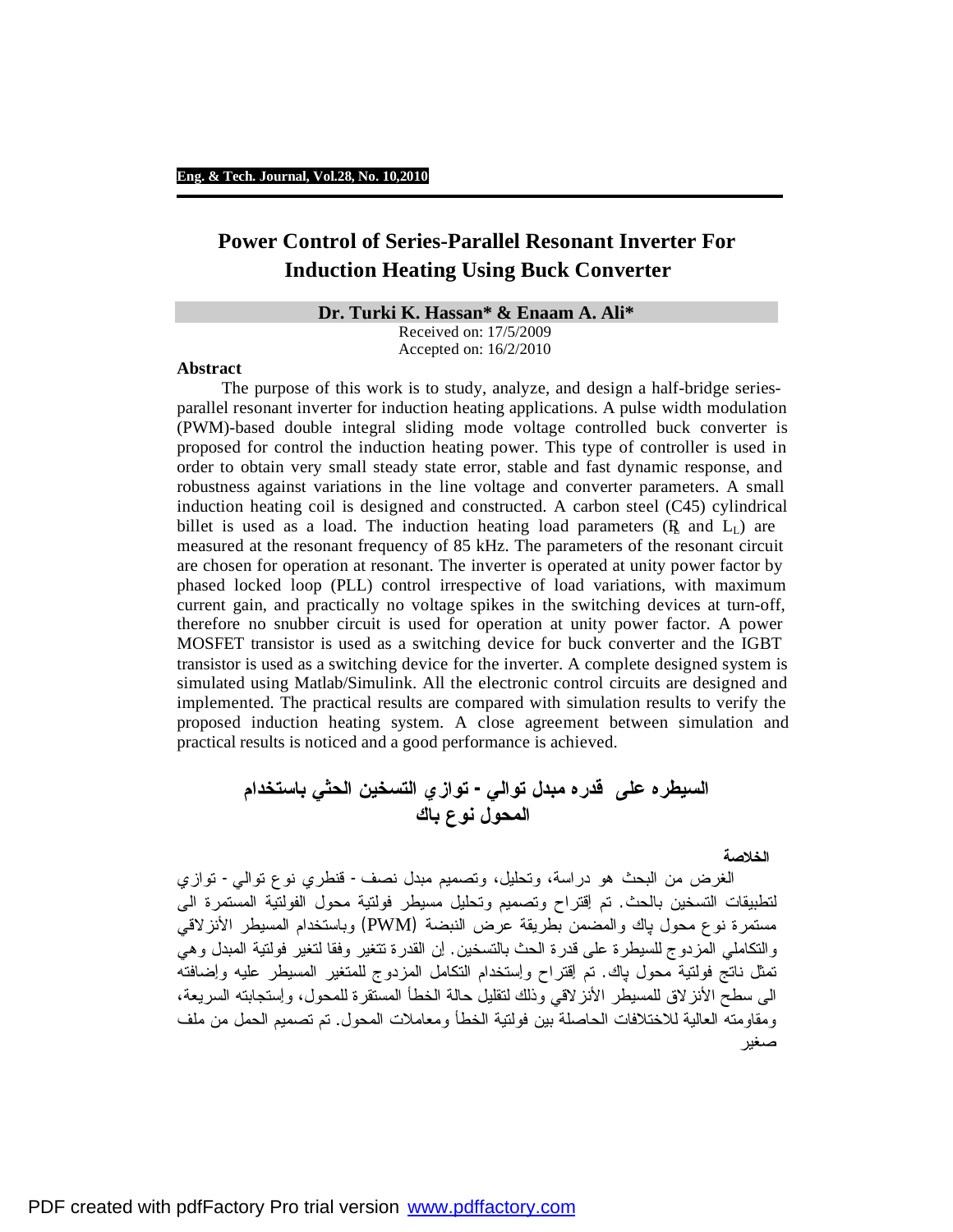# Power Control of Series-Parallel Resonant Inverter For Induction Heating Using Buck Converter

**Dr. Turki K. Hassan* & Enaam A. Ali***

Received on: 17/5/2009
Accepted on: 16/2/2010

## Abstract

The purpose of this work is to study, analyze, and design a half-bridge series-parallel resonant inverter for induction heating applications. A pulse width modulation (PWM)-based double integral sliding mode voltage controlled buck converter is proposed for control the induction heating power. This type of controller is used in order to obtain very small steady state error, stable and fast dynamic response, and robustness against variations in the line voltage and converter parameters. A small induction heating coil is designed and constructed. A carbon steel (C45) cylindrical billet is used as a load. The induction heating load parameters ($R_L$ and $L_L$) are measured at the resonant frequency of 85 kHz. The parameters of the resonant circuit are chosen for operation at resonant. The inverter is operated at unity power factor by phased locked loop (PLL) control irrespective of load variations, with maximum current gain, and practically no voltage spikes in the switching devices at turn-off, therefore no snubber circuit is used for operation at unity power factor. A power MOSFET transistor is used as a switching device for buck converter and the IGBT transistor is used as a switching device for the inverter. A complete designed system is simulated using Matlab/Simulink. All the electronic control circuits are designed and implemented. The practical results are compared with simulation results to verify the proposed induction heating system. A close agreement between simulation and practical results is noticed and a good performance is achieved.

# السيطره على قدره مبدل توالي - توازي التسخين الحثي باستخدام المحول نوع باك

**الخلاصة**

الغرض من البحث هو دراسة، وتحليل، وتصميم مبدل نصف - قنطري نوع توالي - توازي لتطبيقات التسخين بالحث. تم إقتراح وتصميم وتحليل مسيطر فولتية محول الفولتية المستمرة الى مستمرة نوع محول باك والمضمن بطريقة عرض النبضة (PWM) وباستخدام المسيطر الأنزلاقي والتكاملي المزدوج للسيطرة على قدرة الحث بالتسخين. إن القدرة تتغير وفقا لتغير فولتية المبدل وهي تمثل ناتج فولتية محول باك. تم إقتراح وإستخدام التكامل المزدوج للمتغير المسيطر عليه وإضافته الى سطح الأنزلاق للمسيطر الأنزلاقي وذلك لتقليل حالة الخطأ المستقرة للمحول، وإستجابته السريعة، ومقاومته العالية للاختلافات الحاصلة بين فولتية الخطأ ومعاملات المحول. تم تصميم الحمل من ملف صغير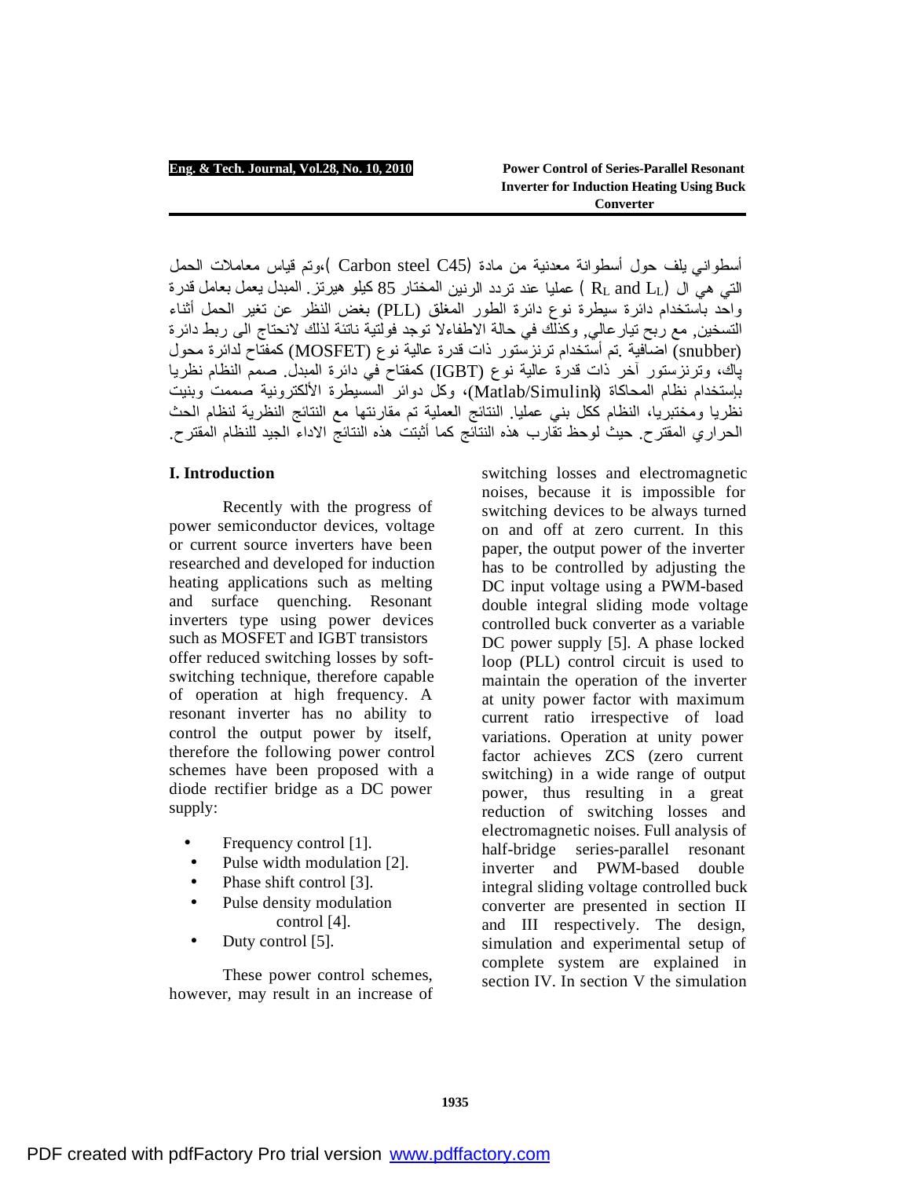أسطواني يلف حول أسطوانة معدنية من مادة (Carbon steel C45 )،وتم قياس معاملات الحمل التي هي ال ($R_L$ and $L_L$ ) عمليا عند تردد الرنين المختار 85 كيلو هيرتز. المبدل يعمل بعامل قدرة واحد بأستخدام دائرة سيطرة نوع دائرة الطور المغلق (PLL) بغض النظر عن تغير الحمل أثناء التسخين, مع ربح تيارعالي, وكذلك في حالة الاطفاءلا توجد فولتية ناتئة لذلك لانحتاج الى ربط دائرة (snubber) اضافية .تم أستخدام ترنزستور ذات قدرة عالية نوع (MOSFET) كمفتاح لدائرة محول باك، وترنزستور أخر ذات قدرة عالية نوع (IGBT) كمفتاح في دائرة المبدل. صمم النظام نظريا بإستخدام نظام المحاكاة (Matlab/Simulink)، وكل دوائر السيطرة الألكترونية صممت وبنيت نظريا ومختبريا، النظام ككل بني عمليا. النتائج العملية تم مقارنتها مع النتائج النظرية لنظام الحث الحراري المقترح. حيث لوحظ تقارب هذه النتائج كما أثبتت هذه النتائج الاداء الجيد للنظام المقترح.

## I. Introduction

Recently with the progress of power semiconductor devices, voltage or current source inverters have been researched and developed for induction heating applications such as melting and surface quenching. Resonant inverters type using power devices such as MOSFET and IGBT transistors offer reduced switching losses by soft-switching technique, therefore capable of operation at high frequency. A resonant inverter has no ability to control the output power by itself, therefore the following power control schemes have been proposed with a diode rectifier bridge as a DC power supply:

- Frequency control [1].
- Pulse width modulation [2].
- Phase shift control [3].
- Pulse density modulation control [4].
- Duty control [5].

These power control schemes, however, may result in an increase of switching losses and electromagnetic noises, because it is impossible for switching devices to be always turned on and off at zero current. In this paper, the output power of the inverter has to be controlled by adjusting the DC input voltage using a PWM-based double integral sliding mode voltage controlled buck converter as a variable DC power supply [5]. A phase locked loop (PLL) control circuit is used to maintain the operation of the inverter at unity power factor with maximum current ratio irrespective of load variations. Operation at unity power factor achieves ZCS (zero current switching) in a wide range of output power, thus resulting in a great reduction of switching losses and electromagnetic noises. Full analysis of half-bridge series-parallel resonant inverter and PWM-based double integral sliding voltage controlled buck converter are presented in section II and III respectively. The design, simulation and experimental setup of complete system are explained in section IV. In section V the simulation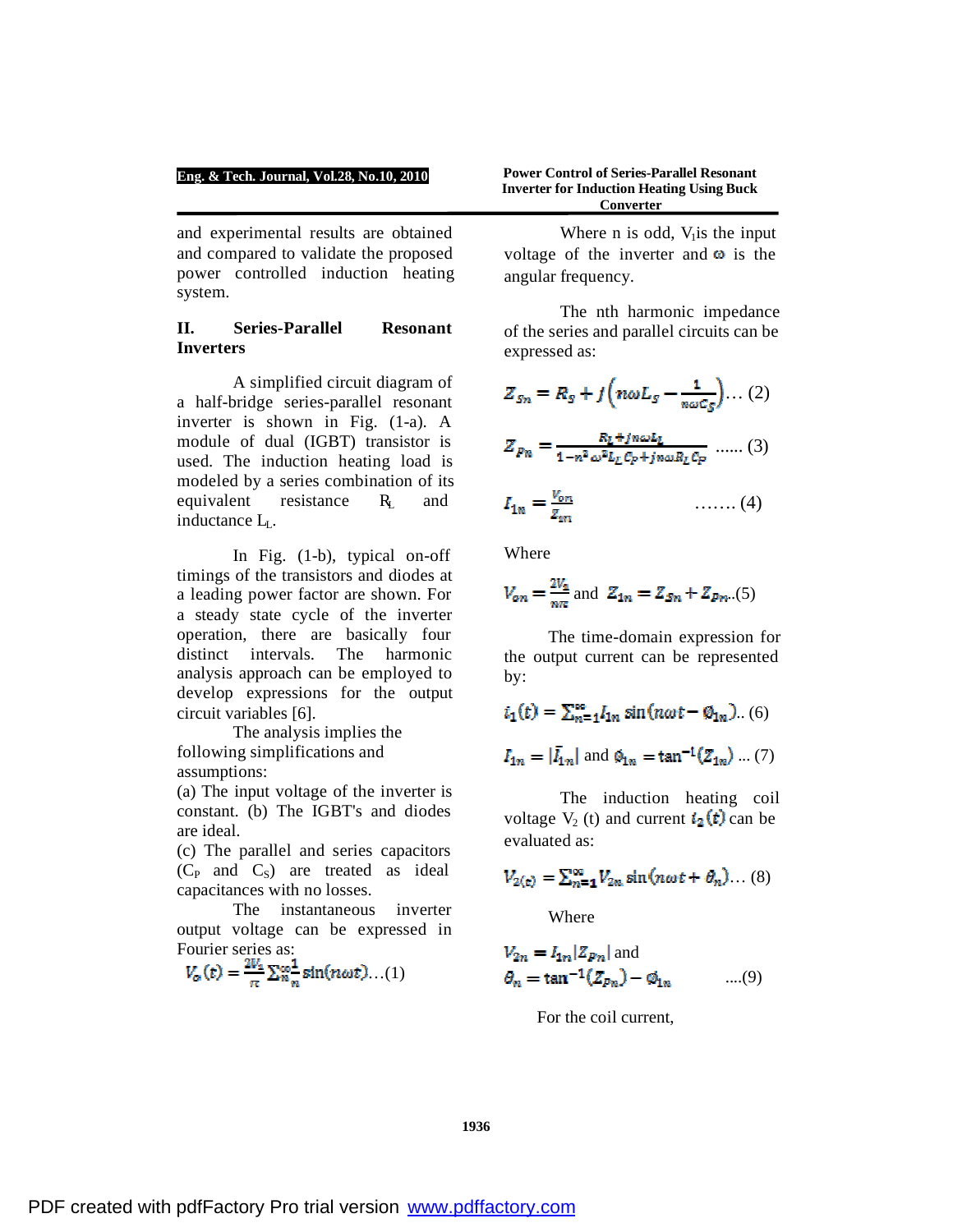and experimental results are obtained and compared to validate the proposed power controlled induction heating system.

## II. Series-Parallel Resonant Inverters

A simplified circuit diagram of a half-bridge series-parallel resonant inverter is shown in Fig. (1-a). A module of dual (IGBT) transistor is used. The induction heating load is modeled by a series combination of its equivalent resistance $R_L$ and inductance $L_L$.

In Fig. (1-b), typical on-off timings of the transistors and diodes at a leading power factor are shown. For a steady state cycle of the inverter operation, there are basically four distinct intervals. The harmonic analysis approach can be employed to develop expressions for the output circuit variables [6].

The analysis implies the following simplifications and assumptions:

(a) The input voltage of the inverter is constant. (b) The IGBT's and diodes are ideal.

(c) The parallel and series capacitors ($C_P$ and $C_S$) are treated as ideal capacitances with no losses.

The instantaneous inverter output voltage can be expressed in Fourier series as:

$$V_o(t) = \frac{2V_s}{\pi} \sum_{n}^{\infty} \frac{1}{n} \sin(n\omega t) \ldots (1)$$

Where n is odd, $V_I$ is the input voltage of the inverter and $\omega$ is the angular frequency.

The nth harmonic impedance of the series and parallel circuits can be expressed as:

$$Z_{Sn} = R_S + j\left(n\omega L_S - \frac{1}{n\omega C_S}\right) \ldots (2)$$

$$Z_{Pn} = \frac{R_L + jn\omega L_L}{1 - n^2\omega^2 L_L C_P + jn\omega R_L C_P} \ldots\ldots (3)$$

$$I_{1n} = \frac{V_{on}}{Z_{in}} \ldots\ldots\ (4)$$

Where

$$V_{on} = \frac{2V_s}{n\pi} \text{ and } Z_{1n} = Z_{Sn} + Z_{Pn} \ldots (5)$$

The time-domain expression for the output current can be represented by:

$$i_1(t) = \sum_{n=1}^{\infty} I_{1n} \sin(n\omega t - \emptyset_{1n}) \ldots (6)$$

$$I_{1n} = |\bar{I}_{1n}| \text{ and } \emptyset_{1n} = \tan^{-1}(Z_{1n}) \ldots (7)$$

The induction heating coil voltage $V_2$ (t) and current $i_2(t)$ can be evaluated as:

$$V_{2(t)} = \sum_{n=1}^{\infty} V_{2n} \sin(n\omega t + \theta_n) \ldots (8)$$

Where

$$V_{2n} = I_{1n}|Z_{Pn}| \text{ and}$$
$$\theta_n = \tan^{-1}(Z_{Pn}) - \emptyset_{1n} \ldots (9)$$

For the coil current,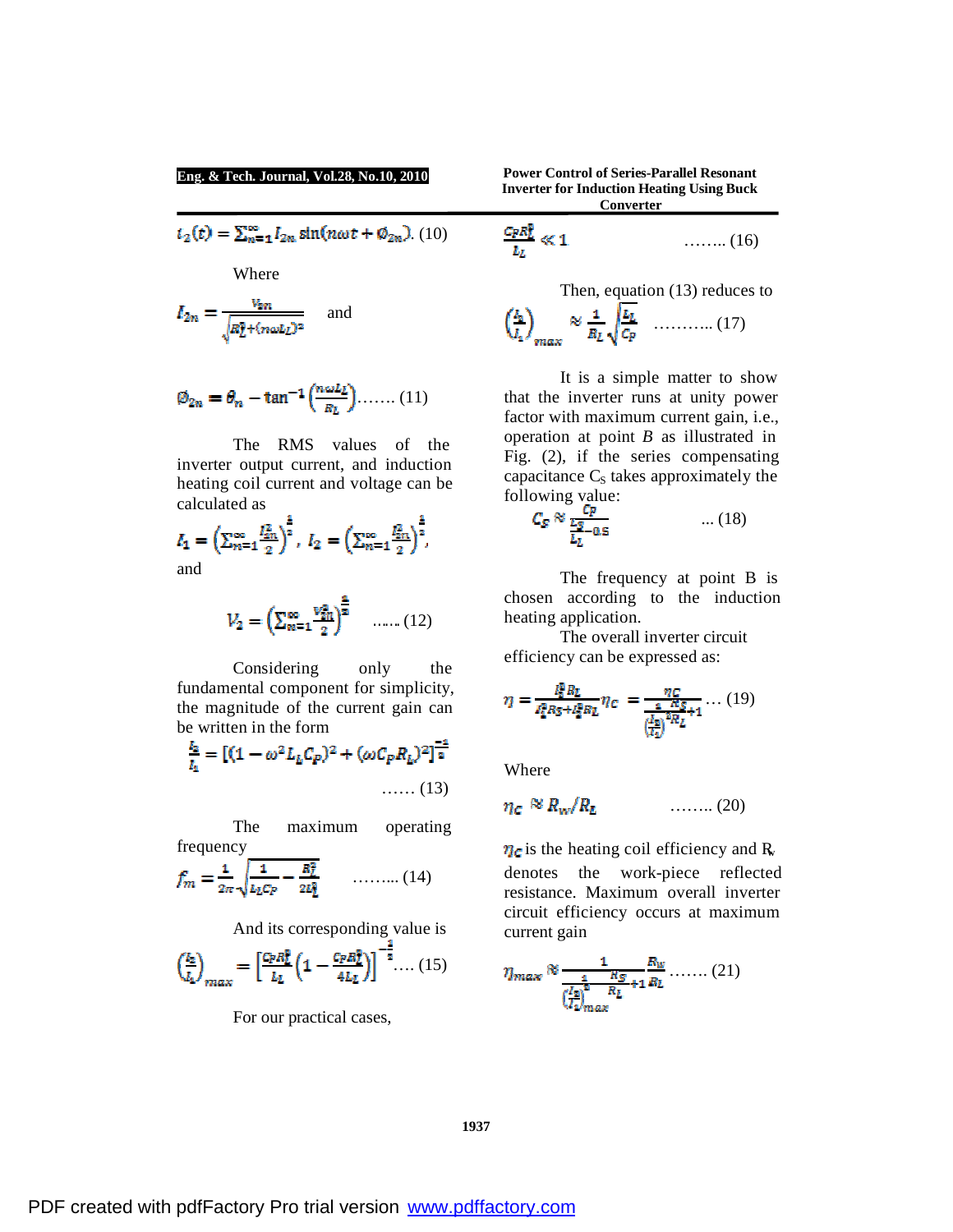$$i_2(t) = \sum_{n=1}^{\infty} I_{2n} \sin(n\omega t + \emptyset_{2n}). \quad (10)$$

Where

$$I_{2n} = \frac{V_{2n}}{\sqrt{R_L^2 + (n\omega L_L)^2}} \quad \text{and}$$

$$\emptyset_{2n} = \theta_n - \tan^{-1}\left(\frac{n\omega L_L}{R_L}\right) \ldots\ldots. \quad (11)$$

The RMS values of the inverter output current, and induction heating coil current and voltage can be calculated as

$$I_1 = \left(\sum_{n=1}^{\infty} \frac{I_{1n}^2}{2}\right)^{\frac{1}{2}}, \quad I_2 = \left(\sum_{n=1}^{\infty} \frac{I_{2n}^2}{2}\right)^{\frac{1}{2}},$$

and

$$V_2 = \left(\sum_{n=1}^{\infty} \frac{V_{2n}^2}{2}\right)^{\frac{1}{2}} \quad \ldots\ldots (12)$$

Considering only the fundamental component for simplicity, the magnitude of the current gain can be written in the form

$$\frac{I_2}{I_1} = \left[(1 - \omega^2 L_L C_p)^2 + (\omega C_p R_L)^2\right]^{\frac{-1}{2}} \quad \ldots\ldots (13)$$

The maximum operating frequency

$$f_m = \frac{1}{2\pi}\sqrt{\frac{1}{L_L C_P} - \frac{R_L^2}{2L_L^2}} \quad \ldots\ldots\ldots (14)$$

And its corresponding value is

$$\left(\frac{I_2}{I_1}\right)_{max} = \left[\frac{C_P R_L^2}{L_L}\left(1 - \frac{C_P R_L^2}{4L_L}\right)\right]^{-\frac{1}{2}} \ldots. (15)$$

For our practical cases,

$$\frac{C_P R_L^2}{L_L} \ll 1 \quad \ldots\ldots.. (16)$$

Then, equation (13) reduces to

$$\left(\frac{I_2}{I_1}\right)_{max} \approx \frac{1}{R_L}\sqrt{\frac{L_L}{C_P}} \quad \ldots\ldots\ldots.. (17)$$

It is a simple matter to show that the inverter runs at unity power factor with maximum current gain, i.e., operation at point *B* as illustrated in Fig. (2), if the series compensating capacitance $C_S$ takes approximately the following value:

$$C_S \approx \frac{C_P}{\frac{L_S}{L_L} - 0.5} \quad \ldots (18)$$

The frequency at point B is chosen according to the induction heating application.

The overall inverter circuit efficiency can be expressed as:

$$\eta = \frac{I_2^2 R_L}{I_1^2 R_S + I_2^2 R_L}\eta_C = \frac{\eta_C}{\frac{1}{\left(\frac{I_2}{I_1}\right)^2}\frac{R_S}{R_L} + 1} \ldots (19)$$

Where

$$\eta_C \approx R_w / R_L \quad \ldots\ldots.. (20)$$

$\eta_C$ is the heating coil efficiency and $R_w$ denotes the work-piece reflected resistance. Maximum overall inverter circuit efficiency occurs at maximum current gain

$$\eta_{max} \approx \frac{1}{\frac{1}{\left(\frac{I_2}{I_1}\right)^2_{max}}\frac{R_S}{R_L} + 1}\frac{R_w}{R_L} \ldots\ldots. (21)$$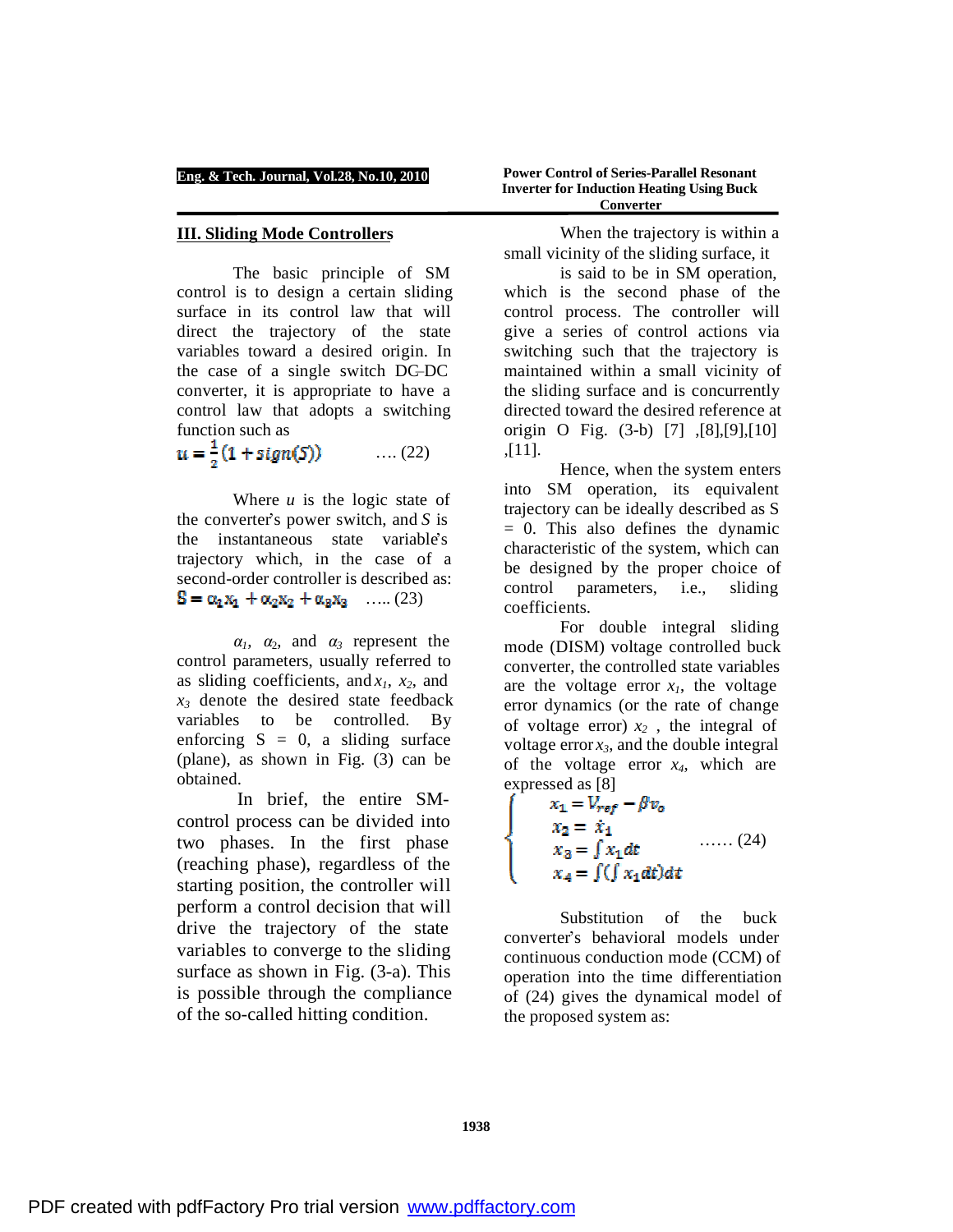## III. Sliding Mode Controllers

The basic principle of SM control is to design a certain sliding surface in its control law that will direct the trajectory of the state variables toward a desired origin. In the case of a single switch DC–DC converter, it is appropriate to have a control law that adopts a switching function such as

$$u = \frac{1}{2}(1 + sign(S)) \qquad \text{…. (22)}$$

Where $u$ is the logic state of the converter's power switch, and $S$ is the instantaneous state variable's trajectory which, in the case of a second-order controller is described as:

$$S = \alpha_1 x_1 + \alpha_2 x_2 + \alpha_3 x_3 \qquad \text{….. (23)}$$

$\alpha_1$, $\alpha_2$, and $\alpha_3$ represent the control parameters, usually referred to as sliding coefficients, and $x_1$, $x_2$, and $x_3$ denote the desired state feedback variables to be controlled. By enforcing S = 0, a sliding surface (plane), as shown in Fig. (3) can be obtained.

In brief, the entire SM-control process can be divided into two phases. In the first phase (reaching phase), regardless of the starting position, the controller will perform a control decision that will drive the trajectory of the state variables to converge to the sliding surface as shown in Fig. (3-a). This is possible through the compliance of the so-called hitting condition.

When the trajectory is within a small vicinity of the sliding surface, it is said to be in SM operation, which is the second phase of the control process. The controller will give a series of control actions via switching such that the trajectory is maintained within a small vicinity of the sliding surface and is concurrently directed toward the desired reference at origin O Fig. (3-b) [7] ,[8],[9],[10] ,[11].

Hence, when the system enters into SM operation, its equivalent trajectory can be ideally described as S = 0. This also defines the dynamic characteristic of the system, which can be designed by the proper choice of control parameters, i.e., sliding coefficients.

For double integral sliding mode (DISM) voltage controlled buck converter, the controlled state variables are the voltage error $x_1$, the voltage error dynamics (or the rate of change of voltage error) $x_2$ , the integral of voltage error $x_3$, and the double integral of the voltage error $x_4$, which are expressed as [8]

$$\begin{cases} x_1 = V_{ref} - \beta v_o \\ x_2 = \dot{x}_1 \\ x_3 = \int x_1 dt \\ x_4 = \int (\int x_1 dt) dt \end{cases} \qquad \text{…… (24)}$$

Substitution of the buck converter's behavioral models under continuous conduction mode (CCM) of operation into the time differentiation of (24) gives the dynamical model of the proposed system as: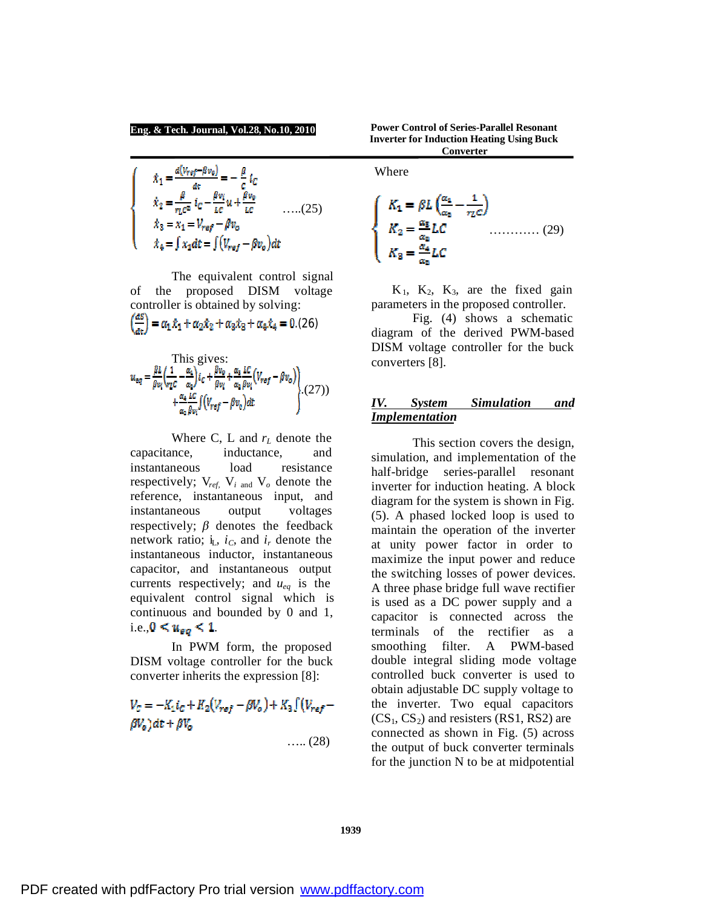$$\begin{cases} \dot{x}_1 = \frac{d(V_{ref}-\beta v_o)}{dt} = -\frac{\beta}{C} i_C \\ \dot{x}_2 = \frac{\beta}{r_L C^2} i_C - \frac{\beta v_i}{LC} u + \frac{\beta v_o}{LC} \\ \dot{x}_3 = x_1 = V_{ref} - \beta v_o \\ \dot{x}_4 = \int x_1 dt = \int (V_{ref} - \beta v_o) dt \end{cases} \quad \text{.....(25)}$$

The equivalent control signal of the proposed DISM voltage controller is obtained by solving:

$$\left(\frac{dS}{dt}\right) = \alpha_1 \dot{x}_1 + \alpha_2 \dot{x}_2 + \alpha_3 \dot{x}_3 + \alpha_4 \dot{x}_4 = 0. \text{(26)}$$

This gives:

$$u_{eq} = \frac{\beta L}{\beta v_i}\left(\frac{1}{r_L C} - \frac{\alpha_1}{\alpha_2}\right) i_C + \frac{\beta v_o}{\beta v_i} + \frac{\alpha_3}{\alpha_2}\frac{LC}{\beta v_i}(V_{ref} - \beta v_o) + \frac{\alpha_4}{\alpha_2}\frac{LC}{\beta v_i}\int (V_{ref} - \beta v_o) dt \quad \text{.(27)}$$

Where C, L and $r_L$ denote the capacitance, inductance, and instantaneous load resistance respectively; $V_{ref}$, $V_i$ and $V_o$ denote the reference, instantaneous input, and instantaneous output voltages respectively; $\beta$ denotes the feedback network ratio; $i_L$, $i_C$, and $i_r$ denote the instantaneous inductor, instantaneous capacitor, and instantaneous output currents respectively; and $u_{eq}$ is the equivalent control signal which is continuous and bounded by 0 and 1, i.e., $0 < u_{eq} < 1$.

In PWM form, the proposed DISM voltage controller for the buck converter inherits the expression [8]:

$$V_c = -K_1 i_C + K_2 (V_{ref} - \beta V_o) + K_3 \int (V_{ref} - \beta V_o) dt + \beta V_o \quad \text{..... (28)}$$

Where

$$\begin{cases} K_1 = \beta L \left(\frac{\alpha_1}{\alpha_2} - \frac{1}{r_L C}\right) \\ K_2 = \frac{\alpha_3}{\alpha_2} LC \\ K_3 = \frac{\alpha_4}{\alpha_2} LC \end{cases} \quad \text{............ (29)}$$

$K_1$, $K_2$, $K_3$, are the fixed gain parameters in the proposed controller.

Fig. (4) shows a schematic diagram of the derived PWM-based DISM voltage controller for the buck converters [8].

## *IV. System Simulation and Implementation*

This section covers the design, simulation, and implementation of the half-bridge series-parallel resonant inverter for induction heating. A block diagram for the system is shown in Fig. (5). A phased locked loop is used to maintain the operation of the inverter at unity power factor in order to maximize the input power and reduce the switching losses of power devices. A three phase bridge full wave rectifier is used as a DC power supply and a capacitor is connected across the terminals of the rectifier as a smoothing filter. A PWM-based double integral sliding mode voltage controlled buck converter is used to obtain adjustable DC supply voltage to the inverter. Two equal capacitors ($CS_1$, $CS_2$) and resisters (RS1, RS2) are connected as shown in Fig. (5) across the output of buck converter terminals for the junction N to be at midpotential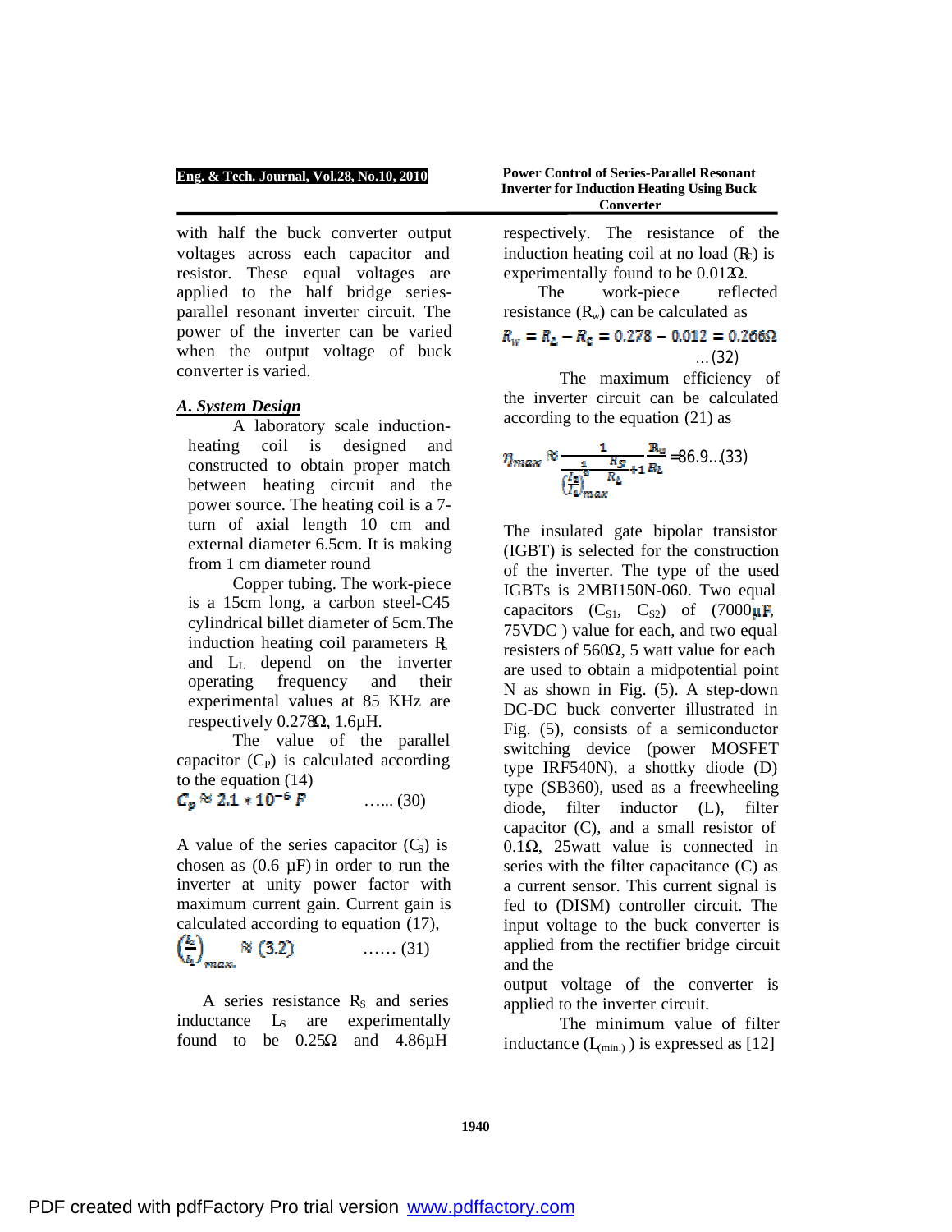with half the buck converter output voltages across each capacitor and resistor. These equal voltages are applied to the half bridge series-parallel resonant inverter circuit. The power of the inverter can be varied when the output voltage of buck converter is varied.

### *A. System Design*

A laboratory scale induction-heating coil is designed and constructed to obtain proper match between heating circuit and the power source. The heating coil is a 7-turn of axial length 10 cm and external diameter 6.5cm. It is making from 1 cm diameter round

Copper tubing. The work-piece is a 15cm long, a carbon steel-C45 cylindrical billet diameter of 5cm.The induction heating coil parameters $R_L$ and $L_L$ depend on the inverter operating frequency and their experimental values at 85 KHz are respectively 0.278Ω, 1.6μH.

The value of the parallel capacitor ($C_P$) is calculated according to the equation (14)

$$C_p \approx 2.1 * 10^{-6}\,F \qquad \text{...... (30)}$$

A value of the series capacitor ($C_S$) is chosen as (0.6 μF) in order to run the inverter at unity power factor with maximum current gain. Current gain is calculated according to equation (17),

$$\left(\frac{I_2}{I_1}\right)_{max} \approx (3.2) \qquad \text{...... (31)}$$

A series resistance $R_S$ and series inductance $L_S$ are experimentally found to be 0.25Ω and 4.86μH respectively. The resistance of the induction heating coil at no load ($R_C$) is experimentally found to be 0.012Ω.

The work-piece reflected resistance ($R_w$) can be calculated as

$$R_w = R_L - R_c = 0.278 - 0.012 = 0.266\Omega \qquad \text{...(32)}$$

The maximum efficiency of the inverter circuit can be calculated according to the equation (21) as

$$\eta_{max} \approx \frac{1}{\frac{1}{\left(\frac{I_2}{I_1}\right)^2_{max}}\frac{R_S}{R_L}+1}\frac{R_w}{R_L} = 86.9 \qquad \text{...(33)}$$

The insulated gate bipolar transistor (IGBT) is selected for the construction of the inverter. The type of the used IGBTs is 2MBI150N-060. Two equal capacitors ($C_{S1}$, $C_{S2}$) of (7000μF, 75VDC ) value for each, and two equal resisters of 560Ω, 5 watt value for each are used to obtain a midpotential point N as shown in Fig. (5). A step-down DC-DC buck converter illustrated in Fig. (5), consists of a semiconductor switching device (power MOSFET type IRF540N), a shottky diode (D) type (SB360), used as a freewheeling diode, filter inductor (L), filter capacitor (C), and a small resistor of 0.1Ω, 25watt value is connected in series with the filter capacitance (C) as a current sensor. This current signal is fed to (DISM) controller circuit. The input voltage to the buck converter is applied from the rectifier bridge circuit and the output voltage of the converter is applied to the inverter circuit.

The minimum value of filter inductance ($L_{(min.)}$) is expressed as [12]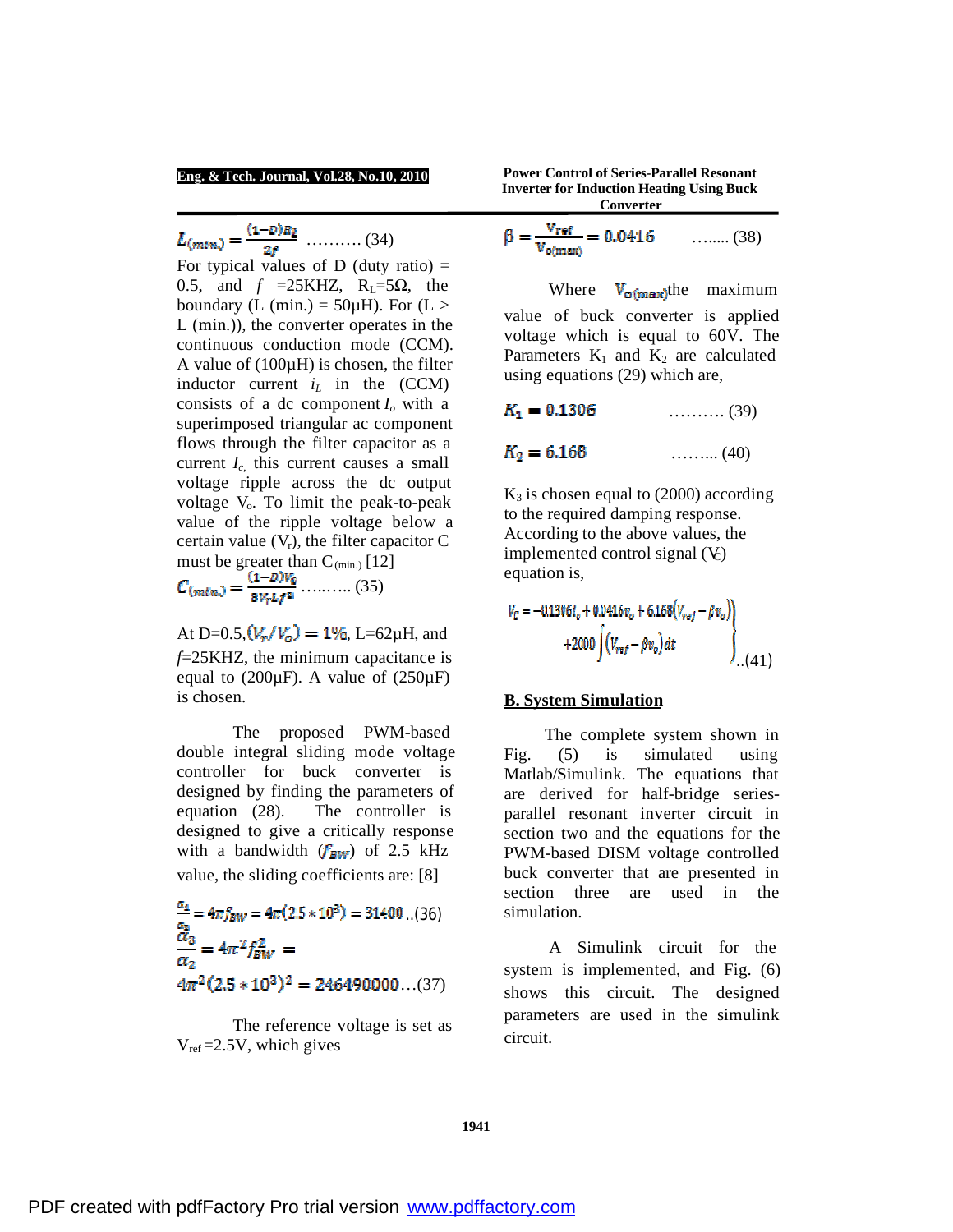$$L_{(min.)} = \frac{(1-D)R_L}{2f} \quad \text{.......... (34)}$$

For typical values of D (duty ratio) = 0.5, and $f$ =25KHZ, $R_L$=5Ω, the boundary (L (min.) = 50μH). For (L > L (min.)), the converter operates in the continuous conduction mode (CCM). A value of (100μH) is chosen, the filter inductor current $i_L$ in the (CCM) consists of a dc component $I_o$ with a superimposed triangular ac component flows through the filter capacitor as a current $I_c$, this current causes a small voltage ripple across the dc output voltage $V_o$. To limit the peak-to-peak value of the ripple voltage below a certain value ($V_r$), the filter capacitor C must be greater than $C_{(min.)}$ [12]

$$C_{(min.)} = \frac{(1-D)V_o}{8V_r L f^2} \quad \text{.......... (35)}$$

At D=0.5, $(V_r/V_o) = 1\%$, L=62μH, and $f$=25KHZ, the minimum capacitance is equal to (200μF). A value of (250μF) is chosen.

The proposed PWM-based double integral sliding mode voltage controller for buck converter is designed by finding the parameters of equation (28). The controller is designed to give a critically response with a bandwidth ($f_{BW}$) of 2.5 kHz value, the sliding coefficients are: [8]

$$\frac{\alpha_1}{\alpha_2} = 4\pi f_{BW} = 4\pi(2.5 * 10^3) = 31400 \quad \text{..(36)}$$

$$\frac{\alpha_3}{\alpha_2} = 4\pi^2 f_{BW}^2 = 4\pi^2(2.5 * 10^3)^2 = 246490000 \quad \text{...(37)}$$

The reference voltage is set as $V_{ref}$ =2.5V, which gives

$$\beta = \frac{V_{ref}}{V_{o(max)}} = 0.0416 \quad \text{....... (38)}$$

Where $V_{o(max)}$ the maximum value of buck converter is applied voltage which is equal to 60V. The Parameters $K_1$ and $K_2$ are calculated using equations (29) which are,

$$K_1 = 0.1306 \quad \text{.......... (39)}$$

$$K_2 = 6.168 \quad \text{........ (40)}$$

$K_3$ is chosen equal to (2000) according to the required damping response. According to the above values, the implemented control signal ($V_c$) equation is,

$$\left.\begin{aligned} V_c = -0.1306 i_c + 0.0416 v_o + 6.168(V_{ref} - \beta v_o) \\ +2000 \int (V_{ref} - \beta v_o) dt \end{aligned}\right\} \quad \text{..(41)}$$

## B. System Simulation

The complete system shown in Fig. (5) is simulated using Matlab/Simulink. The equations that are derived for half-bridge series-parallel resonant inverter circuit in section two and the equations for the PWM-based DISM voltage controlled buck converter that are presented in section three are used in the simulation.

A Simulink circuit for the system is implemented, and Fig. (6) shows this circuit. The designed parameters are used in the simulink circuit.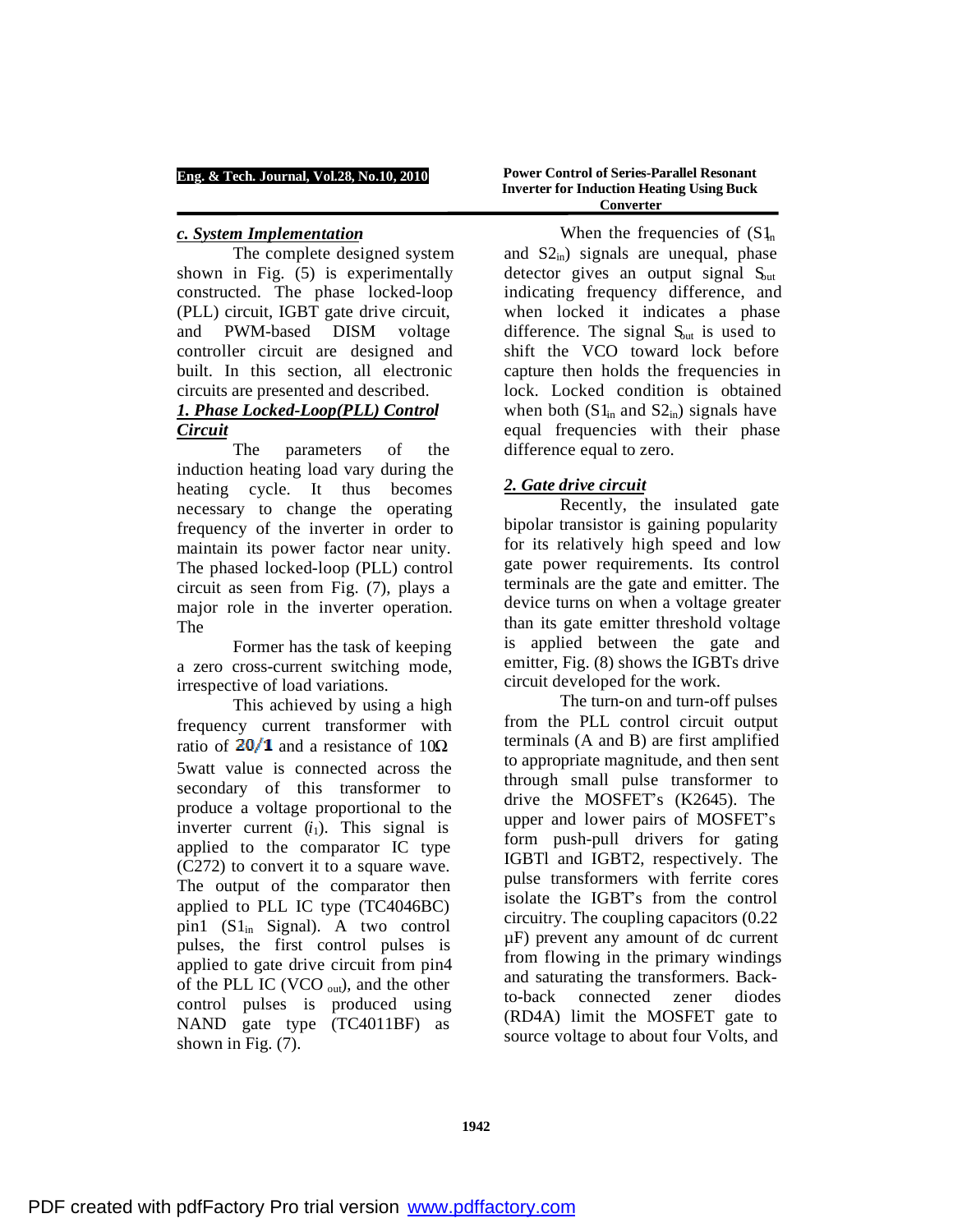***c. System Implementation***

The complete designed system shown in Fig. (5) is experimentally constructed. The phase locked-loop (PLL) circuit, IGBT gate drive circuit, and PWM-based DISM voltage controller circuit are designed and built. In this section, all electronic circuits are presented and described.

***1. Phase Locked-Loop(PLL) Control Circuit***

The parameters of the induction heating load vary during the heating cycle. It thus becomes necessary to change the operating frequency of the inverter in order to maintain its power factor near unity. The phased locked-loop (PLL) control circuit as seen from Fig. (7), plays a major role in the inverter operation. The

Former has the task of keeping a zero cross-current switching mode, irrespective of load variations.

This achieved by using a high frequency current transformer with ratio of **20/1** and a resistance of 10Ω 5watt value is connected across the secondary of this transformer to produce a voltage proportional to the inverter current ($i_1$). This signal is applied to the comparator IC type (C272) to convert it to a square wave. The output of the comparator then applied to PLL IC type (TC4046BC) pin1 ($S1_{in}$ Signal). A two control pulses, the first control pulses is applied to gate drive circuit from pin4 of the PLL IC (VCO $_{out}$), and the other control pulses is produced using NAND gate type (TC4011BF) as shown in Fig. (7).

When the frequencies of ($S1_{in}$ and $S2_{in}$) signals are unequal, phase detector gives an output signal $S_{out}$ indicating frequency difference, and when locked it indicates a phase difference. The signal $S_{out}$ is used to shift the VCO toward lock before capture then holds the frequencies in lock. Locked condition is obtained when both ($S1_{in}$ and $S2_{in}$) signals have equal frequencies with their phase difference equal to zero.

***2. Gate drive circuit***

Recently, the insulated gate bipolar transistor is gaining popularity for its relatively high speed and low gate power requirements. Its control terminals are the gate and emitter. The device turns on when a voltage greater than its gate emitter threshold voltage is applied between the gate and emitter, Fig. (8) shows the IGBTs drive circuit developed for the work.

The turn-on and turn-off pulses from the PLL control circuit output terminals (A and B) are first amplified to appropriate magnitude, and then sent through small pulse transformer to drive the MOSFET's (K2645). The upper and lower pairs of MOSFET's form push-pull drivers for gating IGBTl and IGBT2, respectively. The pulse transformers with ferrite cores isolate the IGBT's from the control circuitry. The coupling capacitors (0.22 µF) prevent any amount of dc current from flowing in the primary windings and saturating the transformers. Back-to-back connected zener diodes (RD4A) limit the MOSFET gate to source voltage to about four Volts, and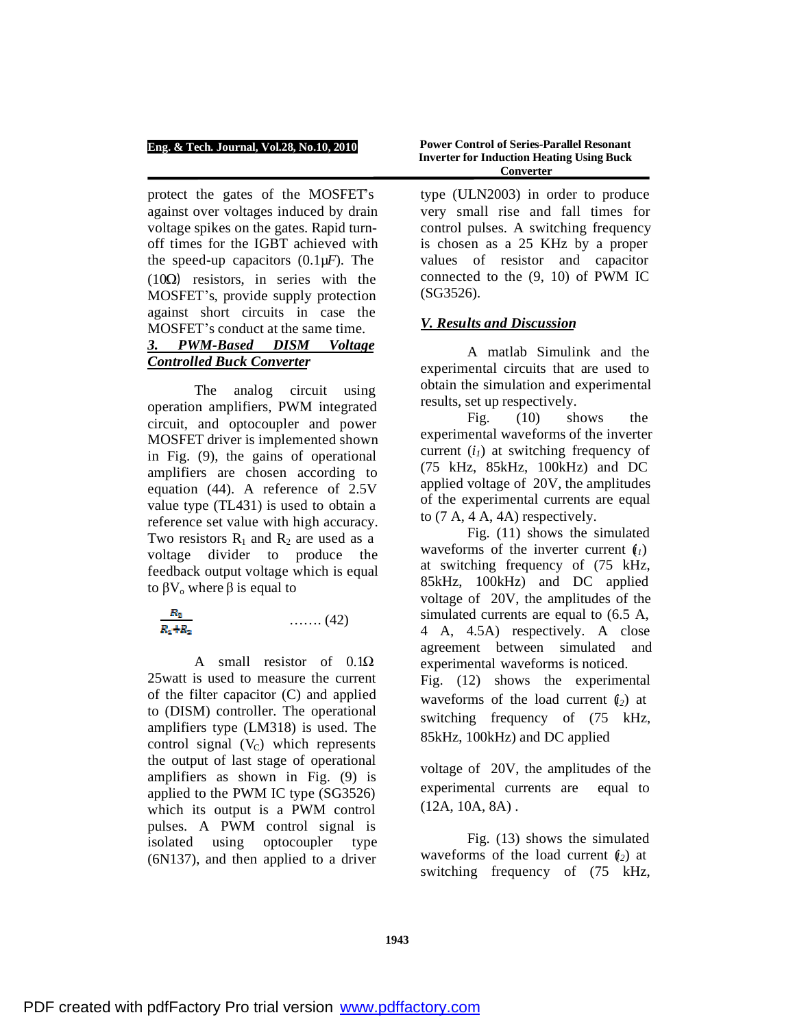protect the gates of the MOSFET's against over voltages induced by drain voltage spikes on the gates. Rapid turn-off times for the IGBT achieved with the speed-up capacitors (0.1μF). The (10Ω) resistors, in series with the MOSFET's, provide supply protection against short circuits in case the MOSFET's conduct at the same time.

### *3. PWM-Based DISM Voltage Controlled Buck Converter*

The analog circuit using operation amplifiers, PWM integrated circuit, and optocoupler and power MOSFET driver is implemented shown in Fig. (9), the gains of operational amplifiers are chosen according to equation (44). A reference of 2.5V value type (TL431) is used to obtain a reference set value with high accuracy. Two resistors $R_1$ and $R_2$ are used as a voltage divider to produce the feedback output voltage which is equal to $\beta V_o$ where $\beta$ is equal to

$$\frac{R_2}{R_1+R_2} \quad \ldots\ldots\ (42)$$

A small resistor of 0.1Ω 25watt is used to measure the current of the filter capacitor (C) and applied to (DISM) controller. The operational amplifiers type (LM318) is used. The control signal ($V_C$) which represents the output of last stage of operational amplifiers as shown in Fig. (9) is applied to the PWM IC type (SG3526) which its output is a PWM control pulses. A PWM control signal is isolated using optocoupler type (6N137), and then applied to a driver type (ULN2003) in order to produce very small rise and fall times for control pulses. A switching frequency is chosen as a 25 KHz by a proper values of resistor and capacitor connected to the (9, 10) of PWM IC (SG3526).

## *V. Results and Discussion*

A matlab Simulink and the experimental circuits that are used to obtain the simulation and experimental results, set up respectively.

Fig. (10) shows the experimental waveforms of the inverter current ($i_1$) at switching frequency of (75 kHz, 85kHz, 100kHz) and DC applied voltage of 20V, the amplitudes of the experimental currents are equal to (7 A, 4 A, 4A) respectively.

Fig. (11) shows the simulated waveforms of the inverter current ($i_1$) at switching frequency of (75 kHz, 85kHz, 100kHz) and DC applied voltage of 20V, the amplitudes of the simulated currents are equal to (6.5 A, 4 A, 4.5A) respectively. A close agreement between simulated and experimental waveforms is noticed.

Fig. (12) shows the experimental waveforms of the load current ($i_2$) at switching frequency of (75 kHz, 85kHz, 100kHz) and DC applied voltage of 20V, the amplitudes of the experimental currents are equal to (12A, 10A, 8A) .

Fig. (13) shows the simulated waveforms of the load current ($i_2$) at switching frequency of (75 kHz,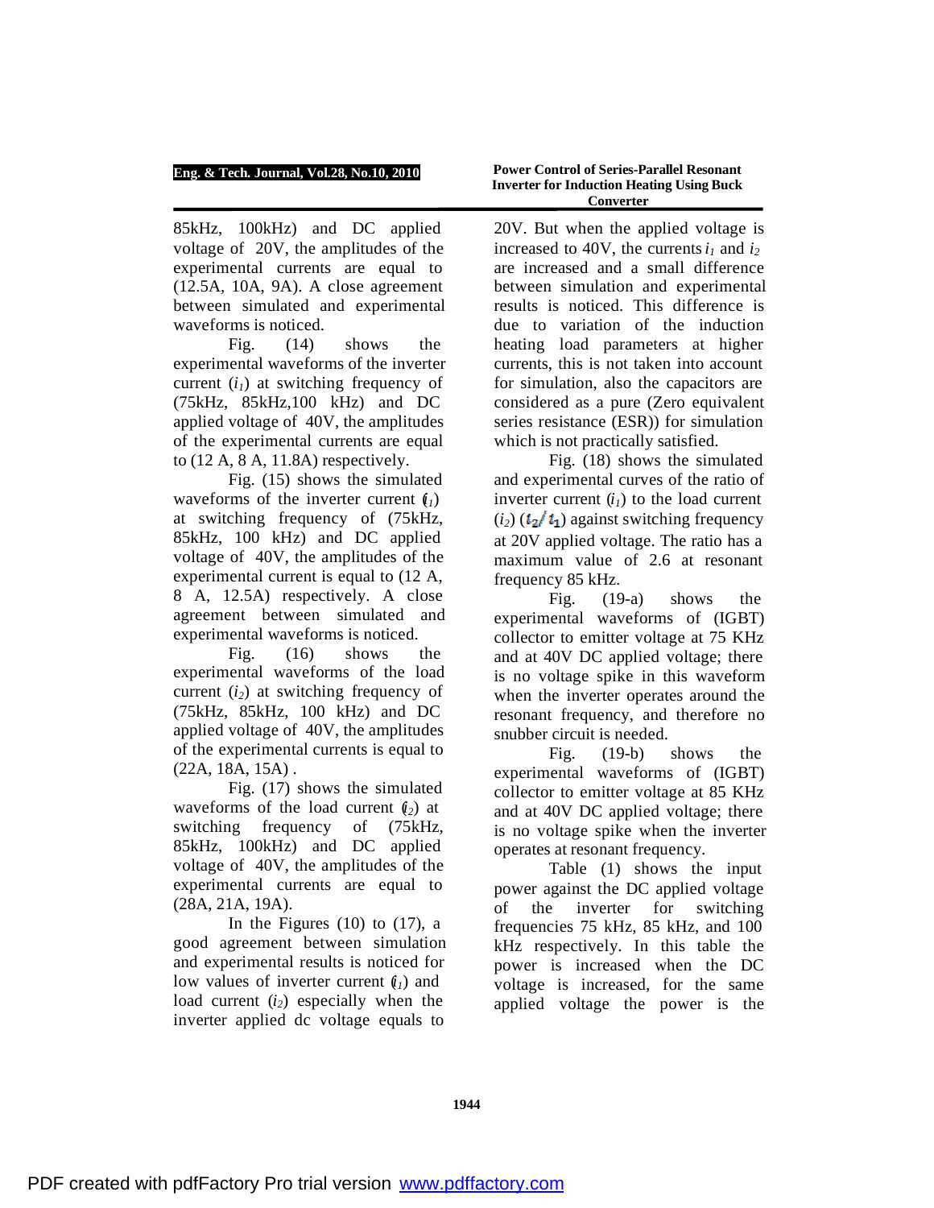85kHz, 100kHz) and DC applied voltage of 20V, the amplitudes of the experimental currents are equal to (12.5A, 10A, 9A). A close agreement between simulated and experimental waveforms is noticed.

Fig. (14) shows the experimental waveforms of the inverter current ($i_1$) at switching frequency of (75kHz, 85kHz,100 kHz) and DC applied voltage of 40V, the amplitudes of the experimental currents are equal to (12 A, 8 A, 11.8A) respectively.

Fig. (15) shows the simulated waveforms of the inverter current ($i_1$) at switching frequency of (75kHz, 85kHz, 100 kHz) and DC applied voltage of 40V, the amplitudes of the experimental current is equal to (12 A, 8 A, 12.5A) respectively. A close agreement between simulated and experimental waveforms is noticed.

Fig. (16) shows the experimental waveforms of the load current ($i_2$) at switching frequency of (75kHz, 85kHz, 100 kHz) and DC applied voltage of 40V, the amplitudes of the experimental currents is equal to (22A, 18A, 15A) .

Fig. (17) shows the simulated waveforms of the load current ($i_2$) at switching frequency of (75kHz, 85kHz, 100kHz) and DC applied voltage of 40V, the amplitudes of the experimental currents are equal to (28A, 21A, 19A).

In the Figures (10) to (17), a good agreement between simulation and experimental results is noticed for low values of inverter current ($i_1$) and load current ($i_2$) especially when the inverter applied dc voltage equals to 20V. But when the applied voltage is increased to 40V, the currents $i_1$ and $i_2$ are increased and a small difference between simulation and experimental results is noticed. This difference is due to variation of the induction heating load parameters at higher currents, this is not taken into account for simulation, also the capacitors are considered as a pure (Zero equivalent series resistance (ESR)) for simulation which is not practically satisfied.

Fig. (18) shows the simulated and experimental curves of the ratio of inverter current ($i_1$) to the load current ($i_2$) ($i_2/i_1$) against switching frequency at 20V applied voltage. The ratio has a maximum value of 2.6 at resonant frequency 85 kHz.

Fig. (19-a) shows the experimental waveforms of (IGBT) collector to emitter voltage at 75 KHz and at 40V DC applied voltage; there is no voltage spike in this waveform when the inverter operates around the resonant frequency, and therefore no snubber circuit is needed.

Fig. (19-b) shows the experimental waveforms of (IGBT) collector to emitter voltage at 85 KHz and at 40V DC applied voltage; there is no voltage spike when the inverter operates at resonant frequency.

Table (1) shows the input power against the DC applied voltage of the inverter for switching frequencies 75 kHz, 85 kHz, and 100 kHz respectively. In this table the power is increased when the DC voltage is increased, for the same applied voltage the power is the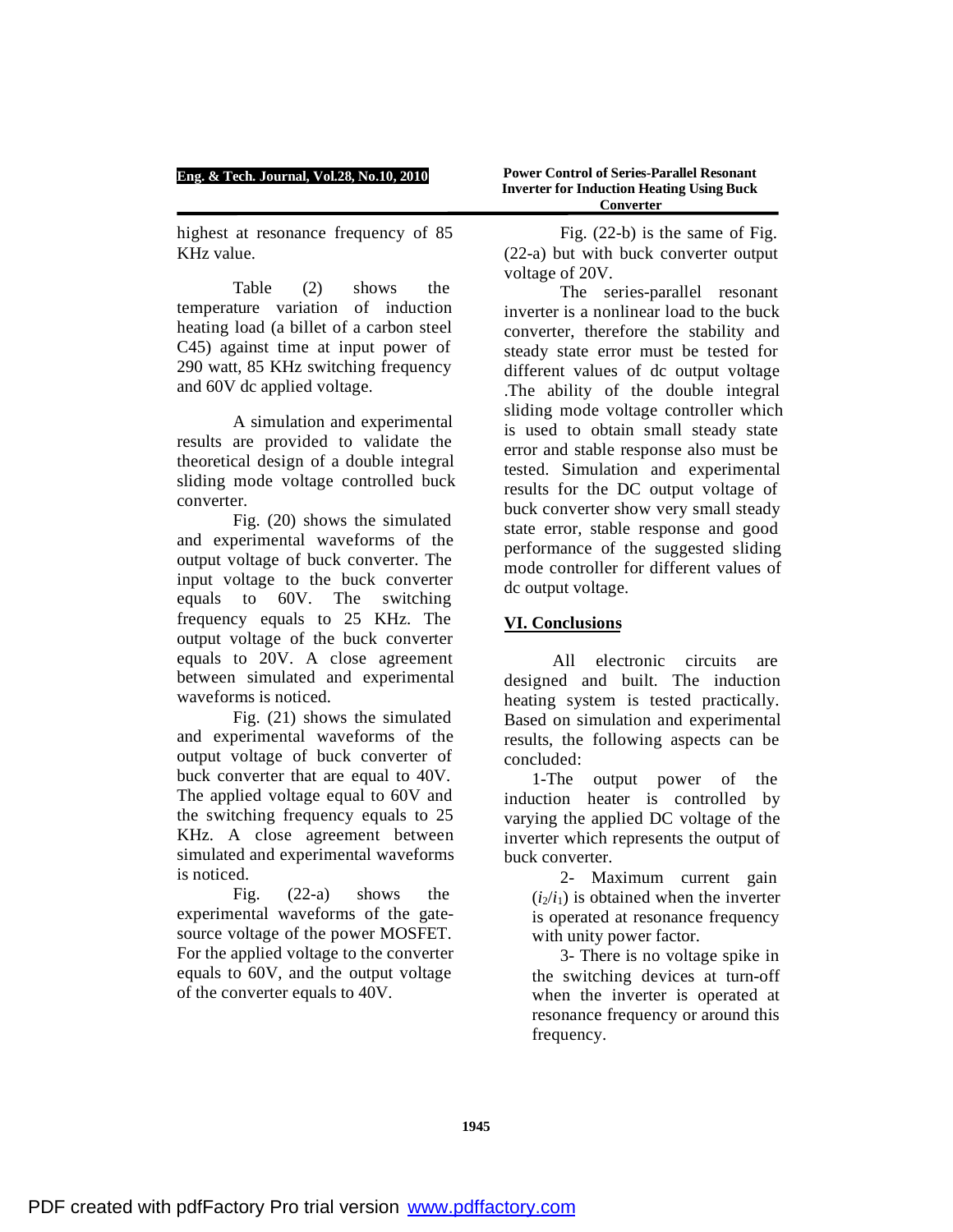highest at resonance frequency of 85 KHz value.

Table (2) shows the temperature variation of induction heating load (a billet of a carbon steel C45) against time at input power of 290 watt, 85 KHz switching frequency and 60V dc applied voltage.

A simulation and experimental results are provided to validate the theoretical design of a double integral sliding mode voltage controlled buck converter.

Fig. (20) shows the simulated and experimental waveforms of the output voltage of buck converter. The input voltage to the buck converter equals to 60V. The switching frequency equals to 25 KHz. The output voltage of the buck converter equals to 20V. A close agreement between simulated and experimental waveforms is noticed.

Fig. (21) shows the simulated and experimental waveforms of the output voltage of buck converter of buck converter that are equal to 40V. The applied voltage equal to 60V and the switching frequency equals to 25 KHz. A close agreement between simulated and experimental waveforms is noticed.

Fig. (22-a) shows the experimental waveforms of the gate-source voltage of the power MOSFET. For the applied voltage to the converter equals to 60V, and the output voltage of the converter equals to 40V.

Fig. (22-b) is the same of Fig. (22-a) but with buck converter output voltage of 20V.

The series-parallel resonant inverter is a nonlinear load to the buck converter, therefore the stability and steady state error must be tested for different values of dc output voltage .The ability of the double integral sliding mode voltage controller which is used to obtain small steady state error and stable response also must be tested. Simulation and experimental results for the DC output voltage of buck converter show very small steady state error, stable response and good performance of the suggested sliding mode controller for different values of dc output voltage.

## VI. Conclusions

All electronic circuits are designed and built. The induction heating system is tested practically. Based on simulation and experimental results, the following aspects can be concluded:

1-The output power of the induction heater is controlled by varying the applied DC voltage of the inverter which represents the output of buck converter.

2- Maximum current gain ($i_2/i_1$) is obtained when the inverter is operated at resonance frequency with unity power factor.

3- There is no voltage spike in the switching devices at turn-off when the inverter is operated at resonance frequency or around this frequency.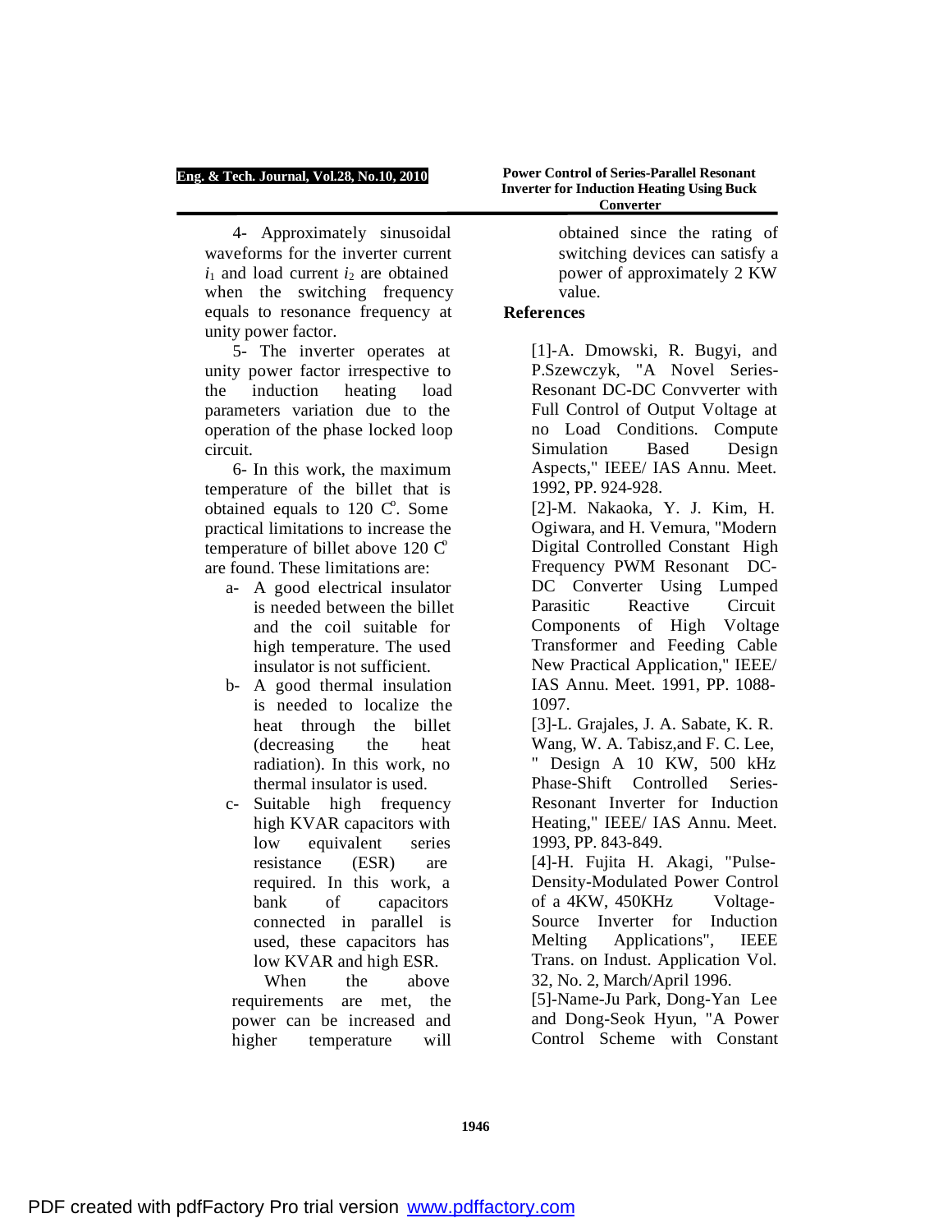4- Approximately sinusoidal waveforms for the inverter current $i_1$ and load current $i_2$ are obtained when the switching frequency equals to resonance frequency at unity power factor.

5- The inverter operates at unity power factor irrespective to the induction heating load parameters variation due to the operation of the phase locked loop circuit.

6- In this work, the maximum temperature of the billet that is obtained equals to 120 C°. Some practical limitations to increase the temperature of billet above 120 C° are found. These limitations are:

a- A good electrical insulator is needed between the billet and the coil suitable for high temperature. The used insulator is not sufficient.

b- A good thermal insulation is needed to localize the heat through the billet (decreasing the heat radiation). In this work, no thermal insulator is used.

c- Suitable high frequency high KVAR capacitors with low equivalent series resistance (ESR) are required. In this work, a bank of capacitors connected in parallel is used, these capacitors has low KVAR and high ESR.

When the above requirements are met, the power can be increased and higher temperature will obtained since the rating of switching devices can satisfy a power of approximately 2 KW value.

## References

[1]-A. Dmowski, R. Bugyi, and P.Szewczyk, "A Novel Series-Resonant DC-DC Convverter with Full Control of Output Voltage at no Load Conditions. Compute Simulation Based Design Aspects," IEEE/ IAS Annu. Meet. 1992, PP. 924-928.

[2]-M. Nakaoka, Y. J. Kim, H. Ogiwara, and H. Vemura, "Modern Digital Controlled Constant High Frequency PWM Resonant DC-DC Converter Using Lumped Parasitic Reactive Circuit Components of High Voltage Transformer and Feeding Cable New Practical Application," IEEE/ IAS Annu. Meet. 1991, PP. 1088-1097.

[3]-L. Grajales, J. A. Sabate, K. R. Wang, W. A. Tabisz,and F. C. Lee, " Design A 10 KW, 500 kHz Phase-Shift Controlled Series-Resonant Inverter for Induction Heating," IEEE/ IAS Annu. Meet. 1993, PP. 843-849.

[4]-H. Fujita H. Akagi, "Pulse-Density-Modulated Power Control of a 4KW, 450KHz Voltage-Source Inverter for Induction Melting Applications", IEEE Trans. on Indust. Application Vol. 32, No. 2, March/April 1996.

[5]-Name-Ju Park, Dong-Yan Lee and Dong-Seok Hyun, "A Power Control Scheme with Constant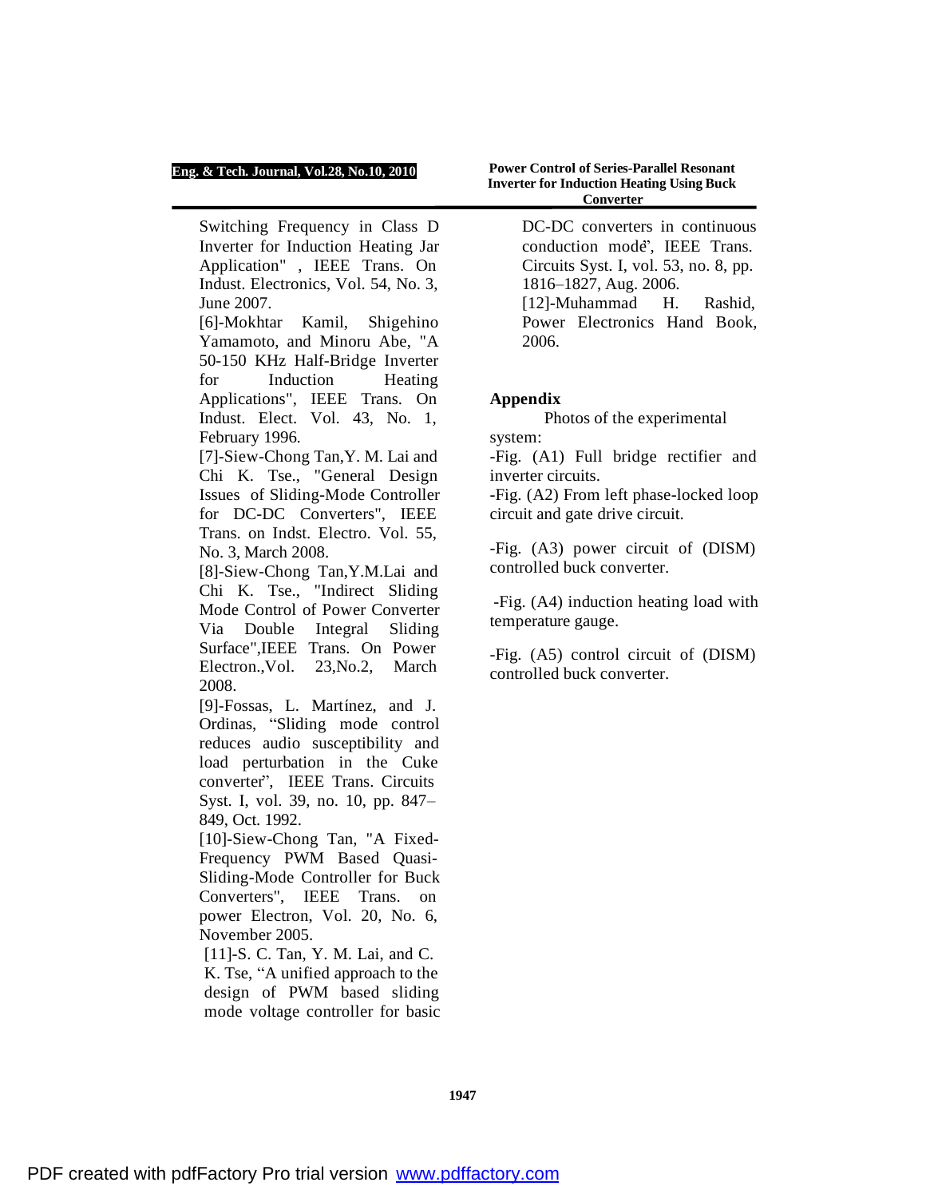Switching Frequency in Class D Inverter for Induction Heating Jar Application" , IEEE Trans. On Indust. Electronics, Vol. 54, No. 3, June 2007.

[6]-Mokhtar Kamil, Shigehino Yamamoto, and Minoru Abe, "A 50-150 KHz Half-Bridge Inverter for Induction Heating Applications", IEEE Trans. On Indust. Elect. Vol. 43, No. 1, February 1996.

[7]-Siew-Chong Tan,Y. M. Lai and Chi K. Tse., "General Design Issues of Sliding-Mode Controller for DC-DC Converters", IEEE Trans. on Indst. Electro. Vol. 55, No. 3, March 2008.

[8]-Siew-Chong Tan,Y.M.Lai and Chi K. Tse., "Indirect Sliding Mode Control of Power Converter Via Double Integral Sliding Surface",IEEE Trans. On Power Electron.,Vol. 23,No.2, March 2008.

[9]-Fossas, L. Martínez, and J. Ordinas, "Sliding mode control reduces audio susceptibility and load perturbation in the Cuke converter", IEEE Trans. Circuits Syst. I, vol. 39, no. 10, pp. 847–849, Oct. 1992.

[10]-Siew-Chong Tan, "A Fixed-Frequency PWM Based Quasi-Sliding-Mode Controller for Buck Converters", IEEE Trans. on power Electron, Vol. 20, No. 6, November 2005.

[11]-S. C. Tan, Y. M. Lai, and C. K. Tse, "A unified approach to the design of PWM based sliding mode voltage controller for basic DC-DC converters in continuous conduction mode", IEEE Trans. Circuits Syst. I, vol. 53, no. 8, pp. 1816–1827, Aug. 2006.

[12]-Muhammad H. Rashid, Power Electronics Hand Book, 2006.

## Appendix

Photos of the experimental system:

-Fig. (A1) Full bridge rectifier and inverter circuits.

-Fig. (A2) From left phase-locked loop circuit and gate drive circuit.

-Fig. (A3) power circuit of (DISM) controlled buck converter.

-Fig. (A4) induction heating load with temperature gauge.

-Fig. (A5) control circuit of (DISM) controlled buck converter.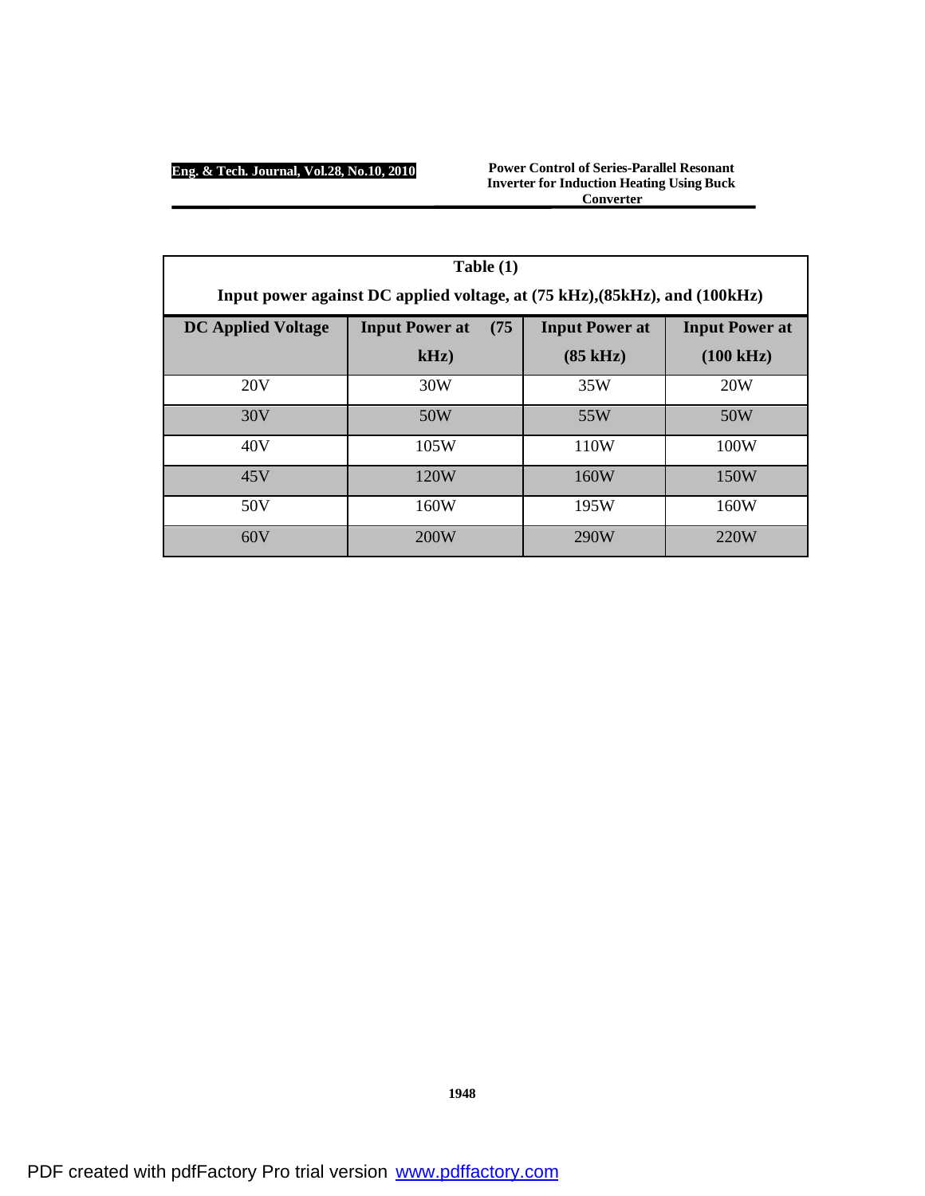**Table (1)**

**Input power against DC applied voltage, at (75 kHz),(85kHz), and (100kHz)**

| DC Applied Voltage | Input Power at (75 kHz) | Input Power at (85 kHz) | Input Power at (100 kHz) |
|---|---|---|---|
| 20V | 30W | 35W | 20W |
| 30V | 50W | 55W | 50W |
| 40V | 105W | 110W | 100W |
| 45V | 120W | 160W | 150W |
| 50V | 160W | 195W | 160W |
| 60V | 200W | 290W | 220W |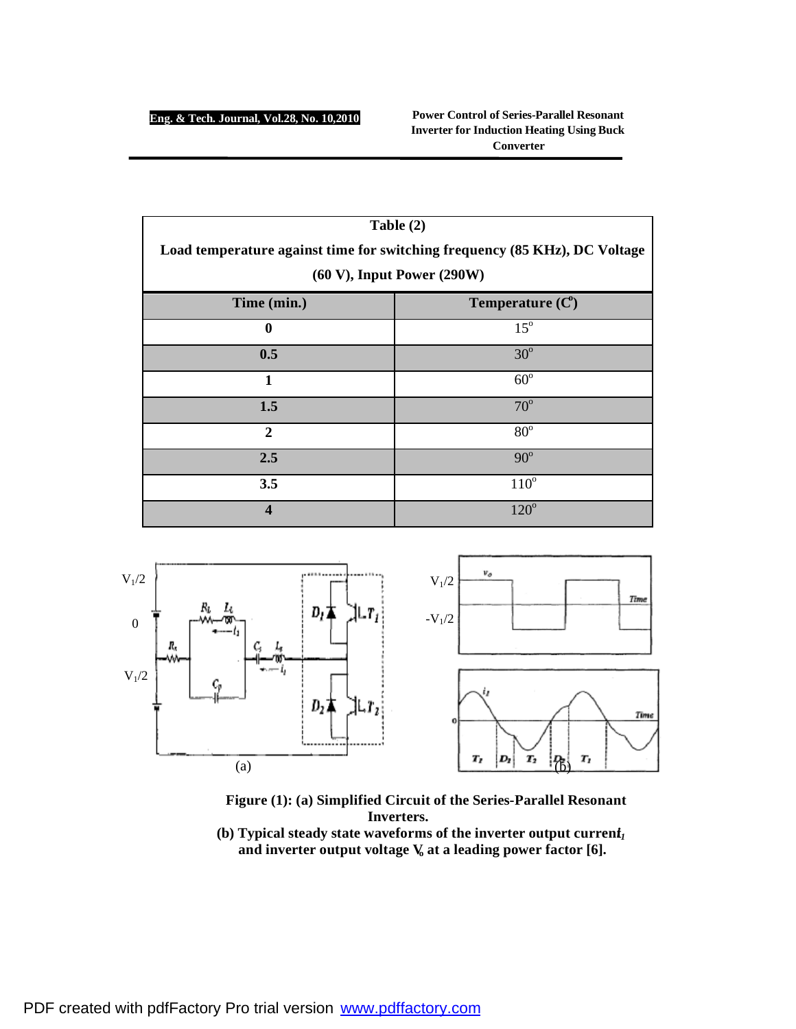**Table (2)**

**Load temperature against time for switching frequency (85 KHz), DC Voltage (60 V), Input Power (290W)**

| Time (min.) | Temperature (C$^o$) |
|---|---|
| 0 | 15$^o$ |
| 0.5 | 30$^o$ |
| 1 | 60$^o$ |
| 1.5 | 70$^o$ |
| 2 | 80$^o$ |
| 2.5 | 90$^o$ |
| 3.5 | 110$^o$ |
| 4 | 120$^o$ |

**Figure (1): (a) Simplified Circuit of the Series-Parallel Resonant Inverters.**
**(b) Typical steady state waveforms of the inverter output current $i_1$ and inverter output voltage $V_o$ at a leading power factor [6].**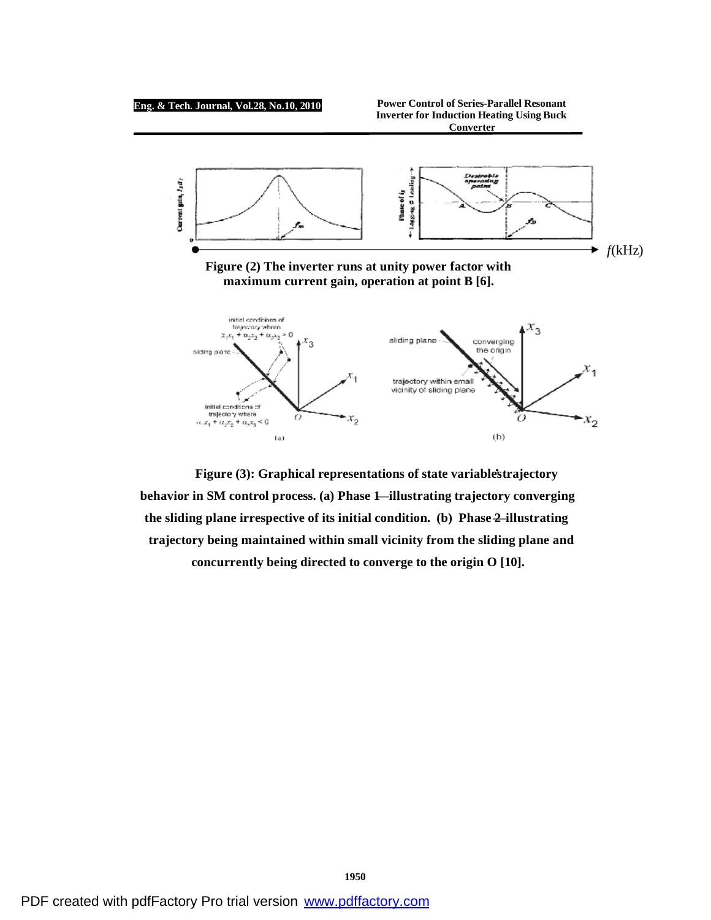**Figure (2) The inverter runs at unity power factor with maximum current gain, operation at point B [6].**

**Figure (3): Graphical representations of state variables' trajectory behavior in SM control process. (a) Phase 1—illustrating trajectory converging the sliding plane irrespective of its initial condition. (b) Phase 2–illustrating trajectory being maintained within small vicinity from the sliding plane and concurrently being directed to converge to the origin O [10].**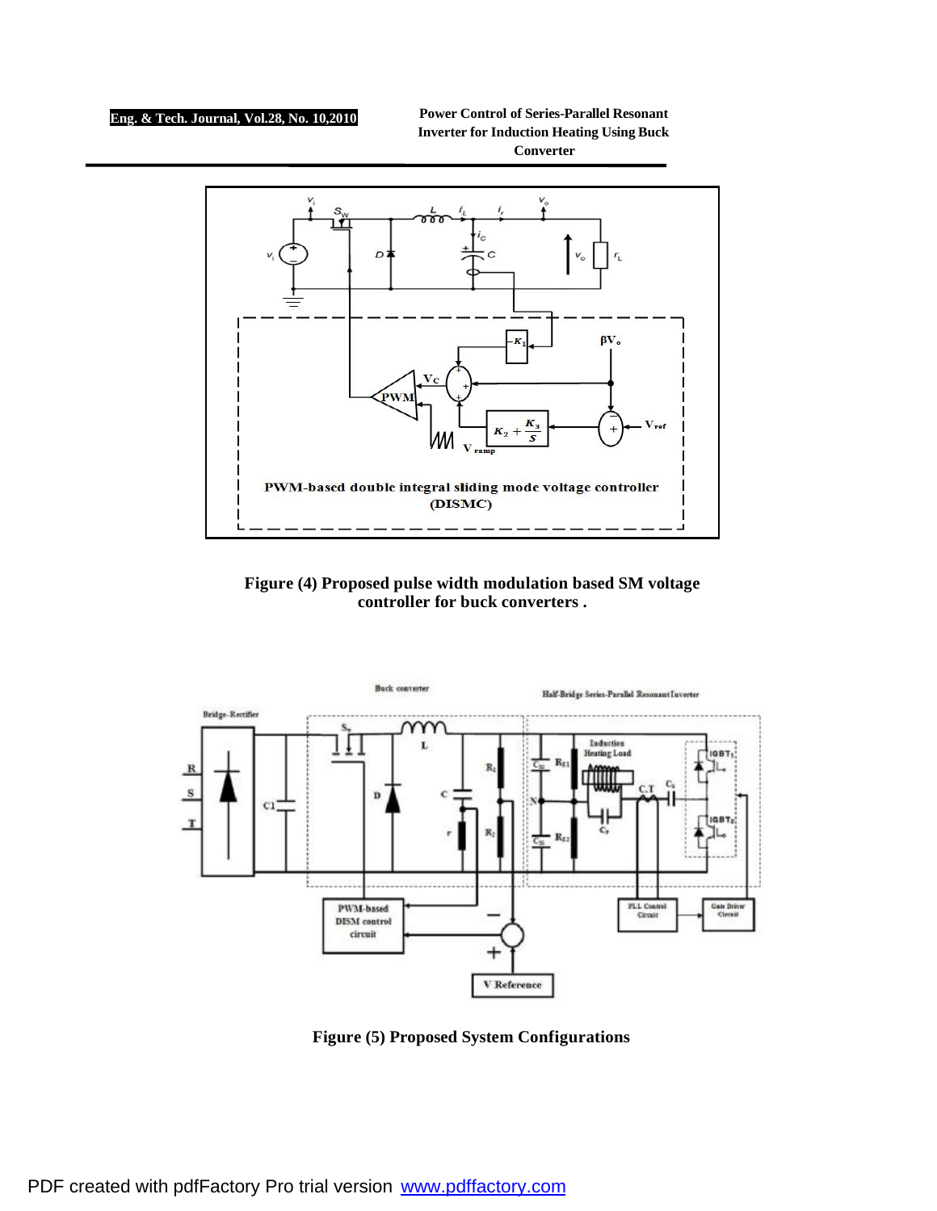Figure (4) Proposed pulse width modulation based SM voltage controller for buck converters .

Figure (5) Proposed System Configurations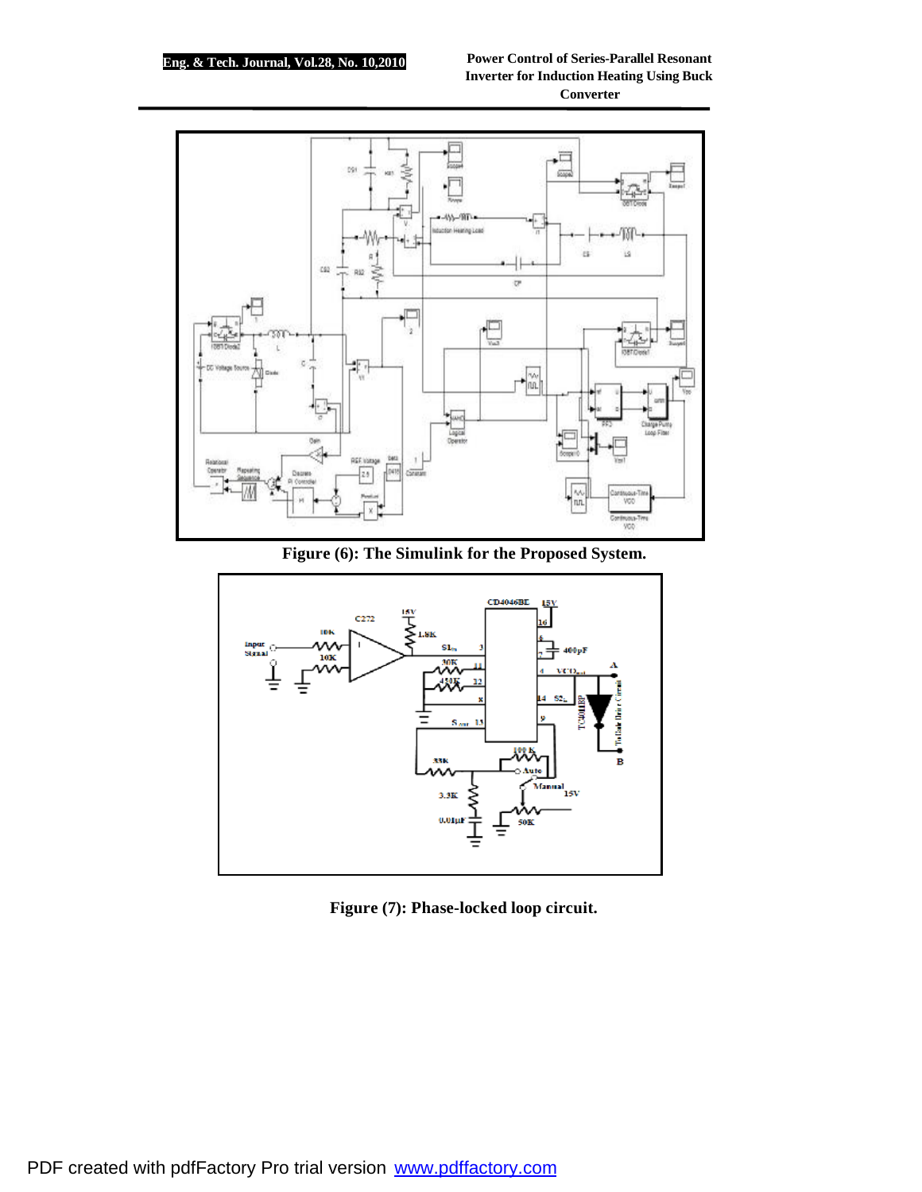Figure (6): The Simulink for the Proposed System.

Figure (7): Phase-locked loop circuit.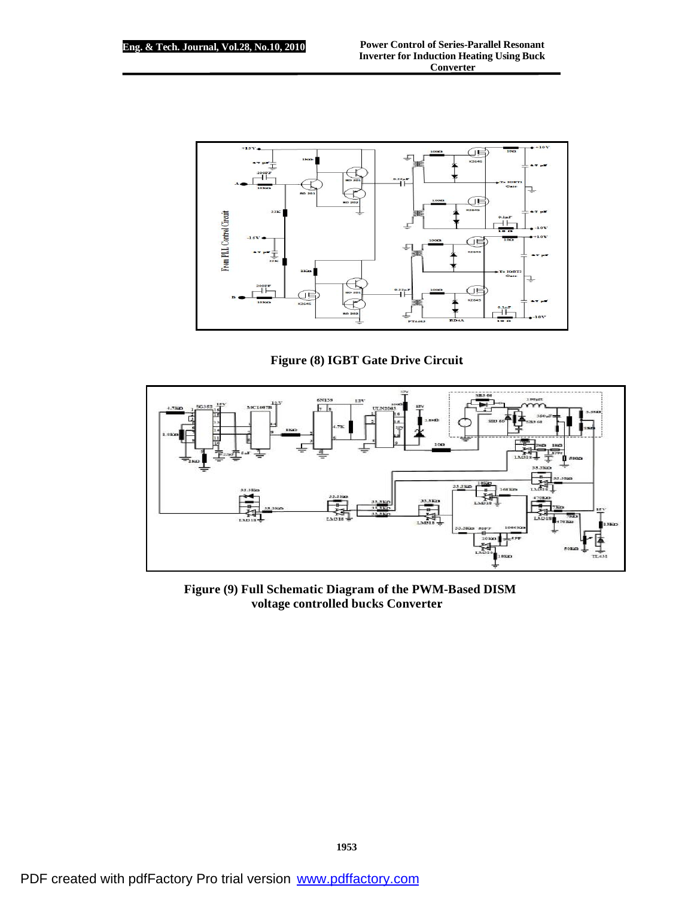Figure (8) IGBT Gate Drive Circuit

Figure (9) Full Schematic Diagram of the PWM-Based DISM voltage controlled bucks Converter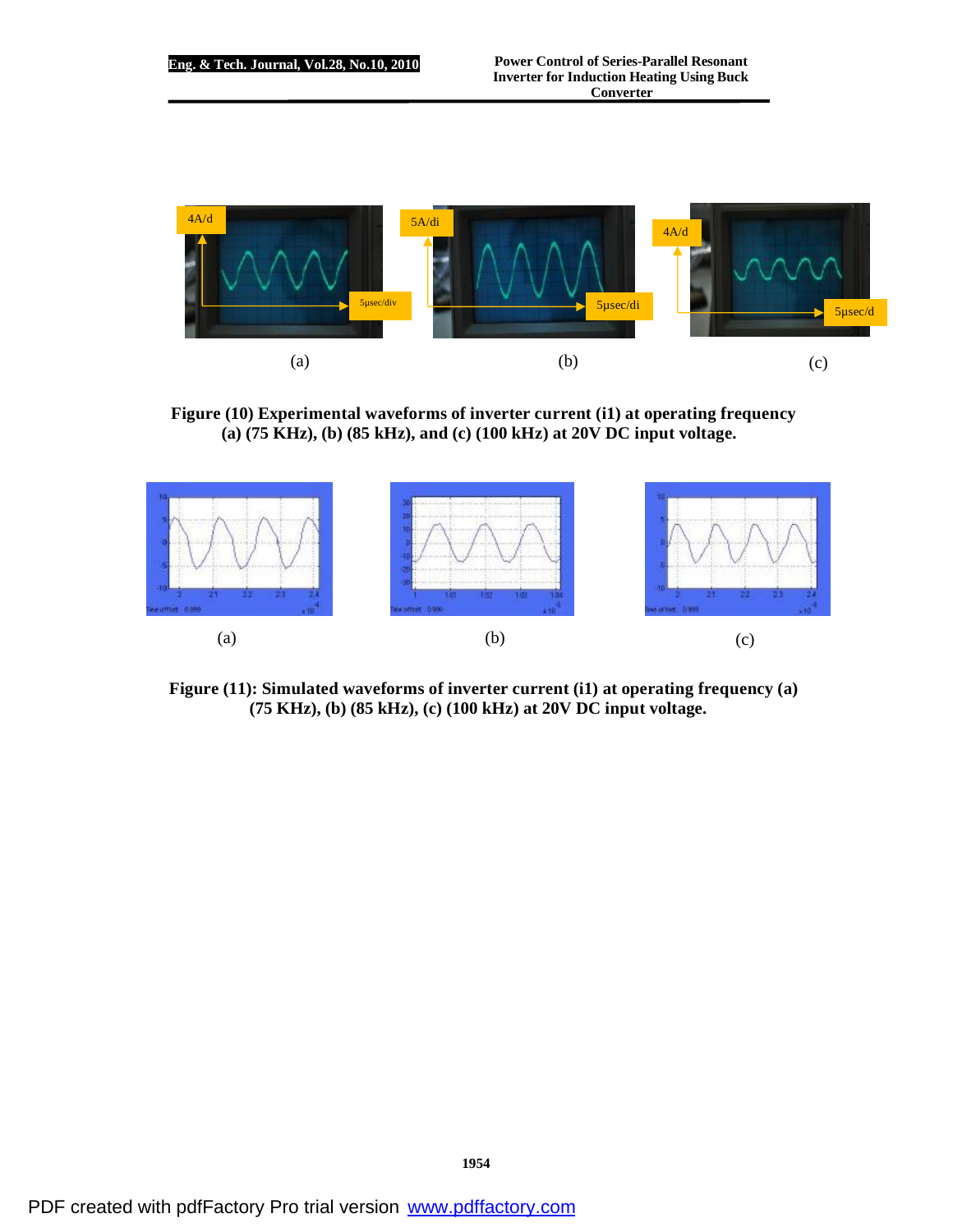(a) (b) (c)

**Figure (10) Experimental waveforms of inverter current (i1) at operating frequency (a) (75 KHz), (b) (85 kHz), and (c) (100 kHz) at 20V DC input voltage.**

(a) (b) (c)

**Figure (11): Simulated waveforms of inverter current (i1) at operating frequency (a) (75 KHz), (b) (85 kHz), (c) (100 kHz) at 20V DC input voltage.**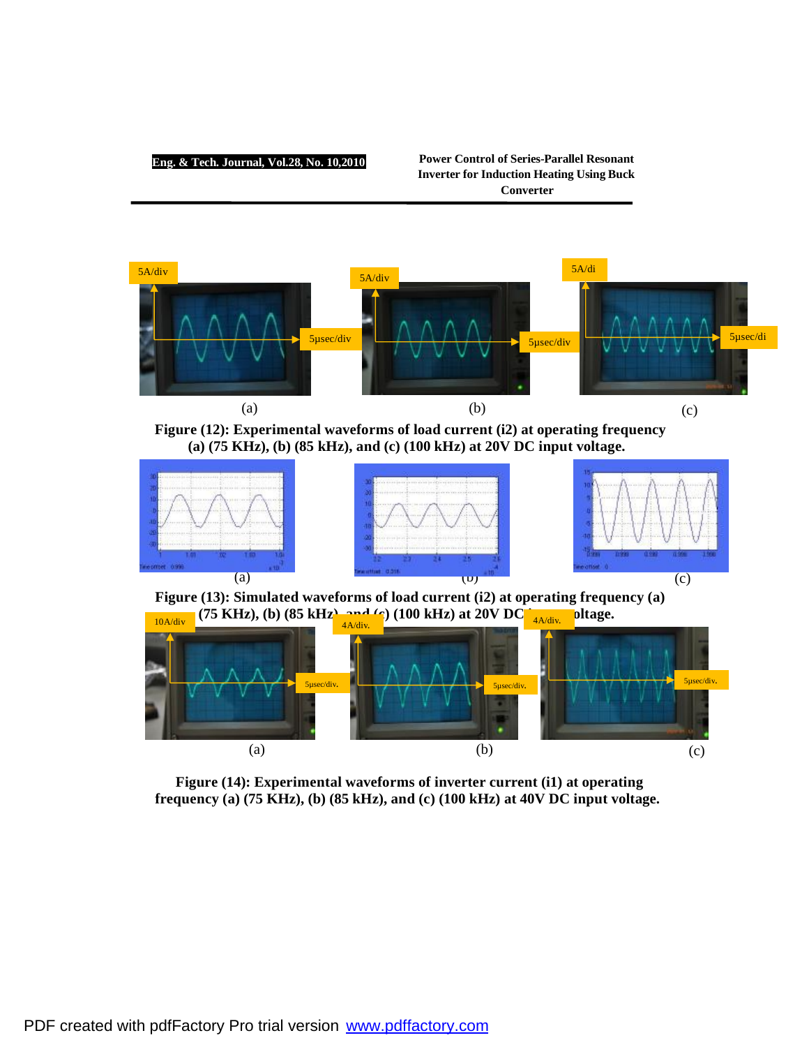(a) (b) (c)

**Figure (12): Experimental waveforms of load current (i2) at operating frequency (a) (75 KHz), (b) (85 kHz), and (c) (100 kHz) at 20V DC input voltage.**

(a) (b) (c)

**Figure (13): Simulated waveforms of load current (i2) at operating frequency (a) (75 KHz), (b) (85 kHz), and (c) (100 kHz) at 20V DC input voltage.**

(a) (b) (c)

**Figure (14): Experimental waveforms of inverter current (i1) at operating frequency (a) (75 KHz), (b) (85 kHz), and (c) (100 kHz) at 40V DC input voltage.**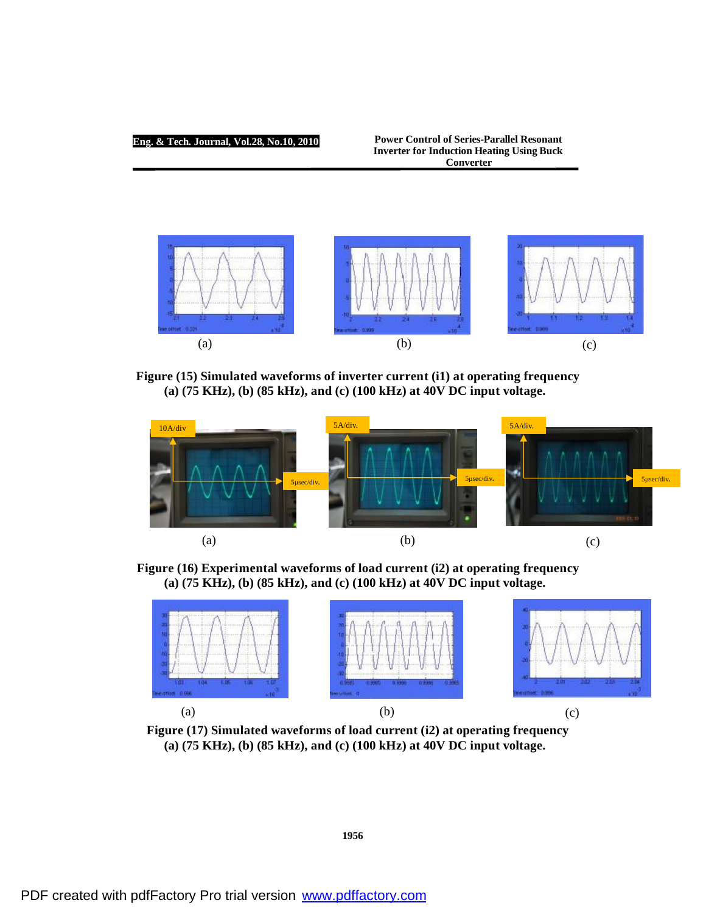(a) (b) (c)

**Figure (15) Simulated waveforms of inverter current (i1) at operating frequency (a) (75 KHz), (b) (85 kHz), and (c) (100 kHz) at 40V DC input voltage.**

(a) (b) (c)

**Figure (16) Experimental waveforms of load current (i2) at operating frequency (a) (75 KHz), (b) (85 kHz), and (c) (100 kHz) at 40V DC input voltage.**

(a) (b) (c)

**Figure (17) Simulated waveforms of load current (i2) at operating frequency (a) (75 KHz), (b) (85 kHz), and (c) (100 kHz) at 40V DC input voltage.**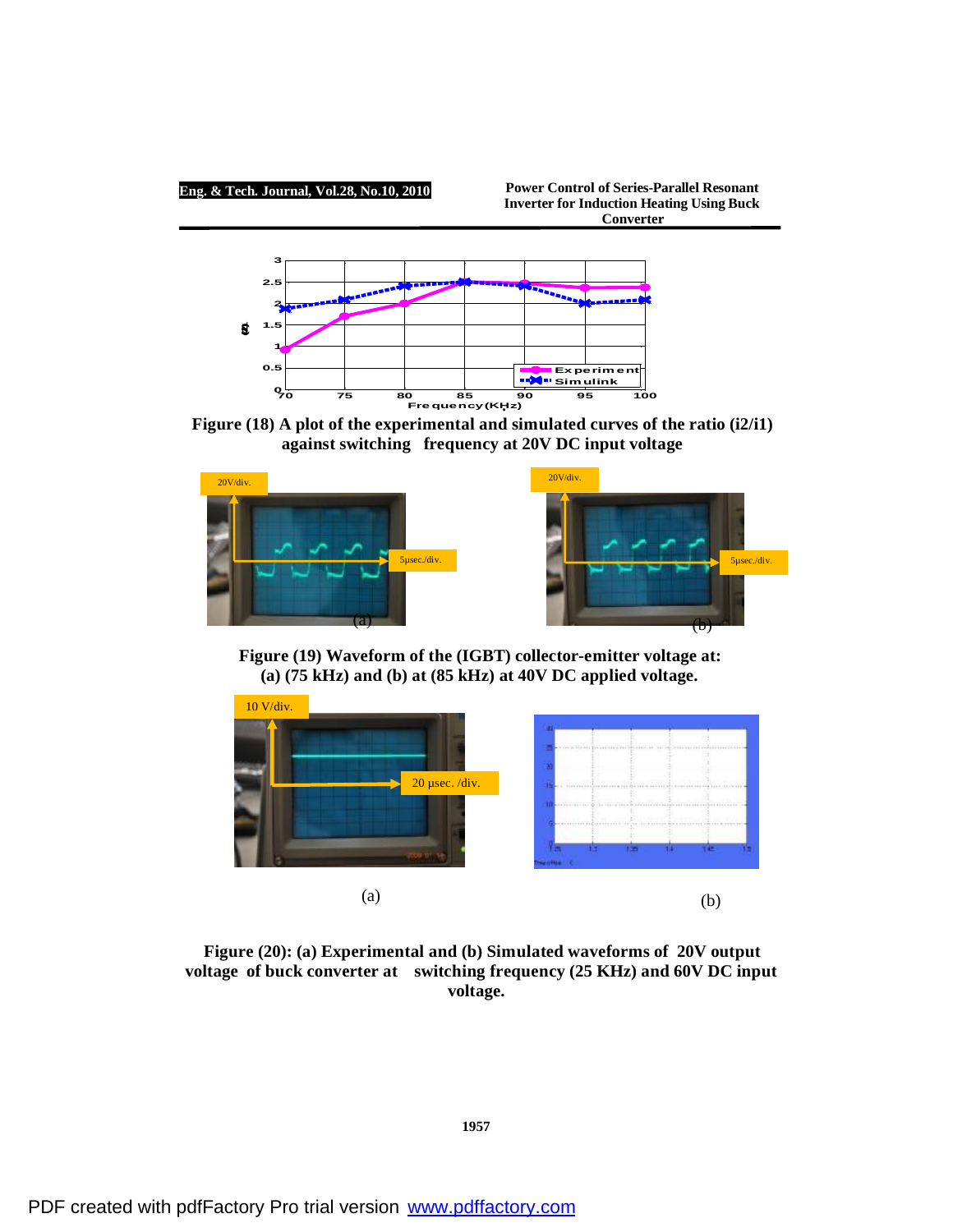Figure (18) A plot of the experimental and simulated curves of the ratio (i2/i1) against switching frequency at 20V DC input voltage

(a)

(b)

Figure (19) Waveform of the (IGBT) collector-emitter voltage at: (a) (75 kHz) and (b) at (85 kHz) at 40V DC applied voltage.

(a)

(b)

Figure (20): (a) Experimental and (b) Simulated waveforms of 20V output voltage of buck converter at switching frequency (25 KHz) and 60V DC input voltage.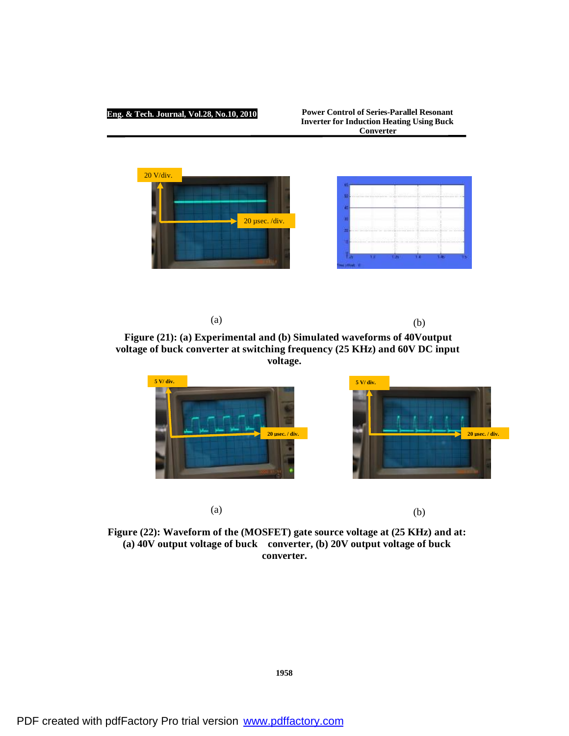(a) (b)

**Figure (21): (a) Experimental and (b) Simulated waveforms of 40Voutput voltage of buck converter at switching frequency (25 KHz) and 60V DC input voltage.**

(a) (b)

**Figure (22): Waveform of the (MOSFET) gate source voltage at (25 KHz) and at: (a) 40V output voltage of buck converter, (b) 20V output voltage of buck converter.**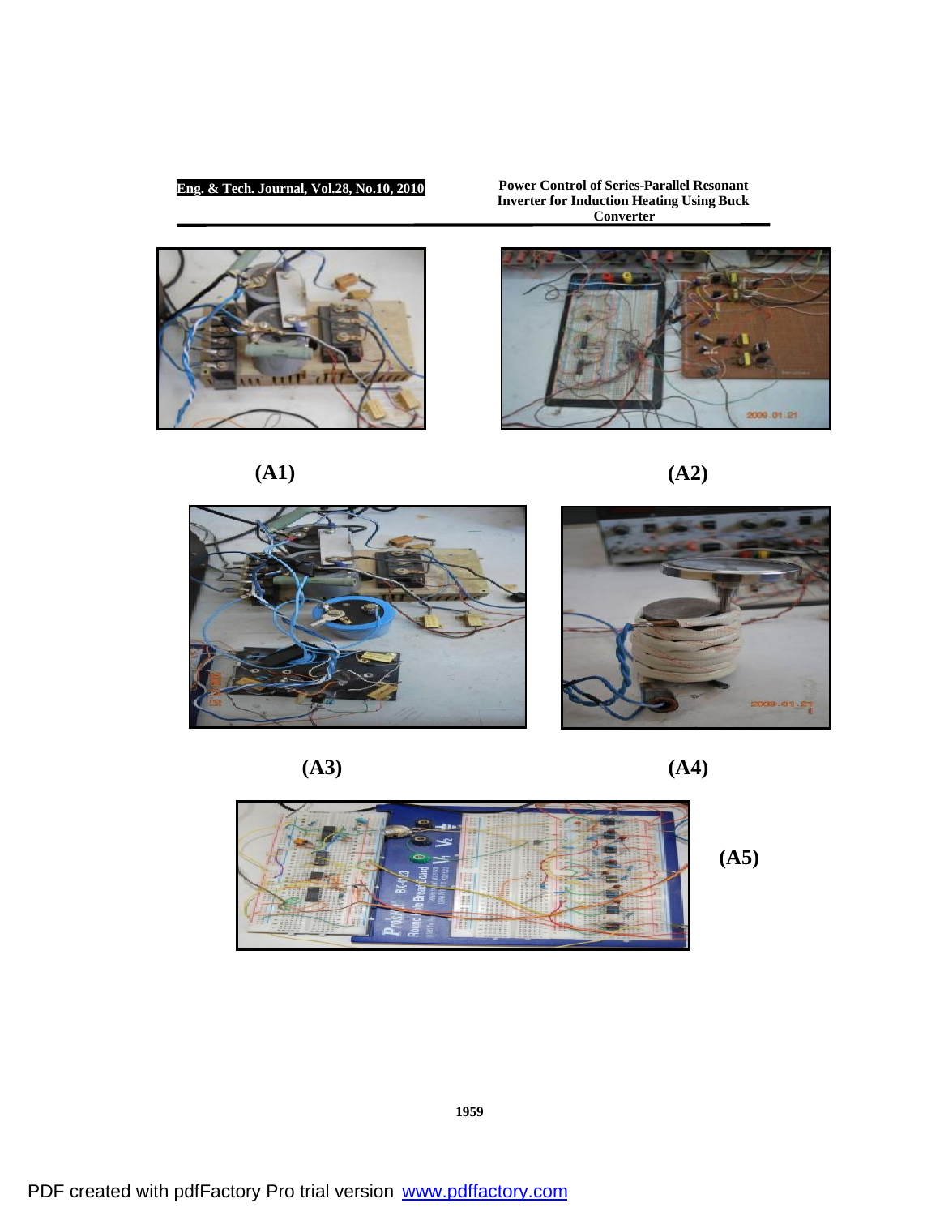(A1)

(A2)

(A3)

(A4)

(A5)